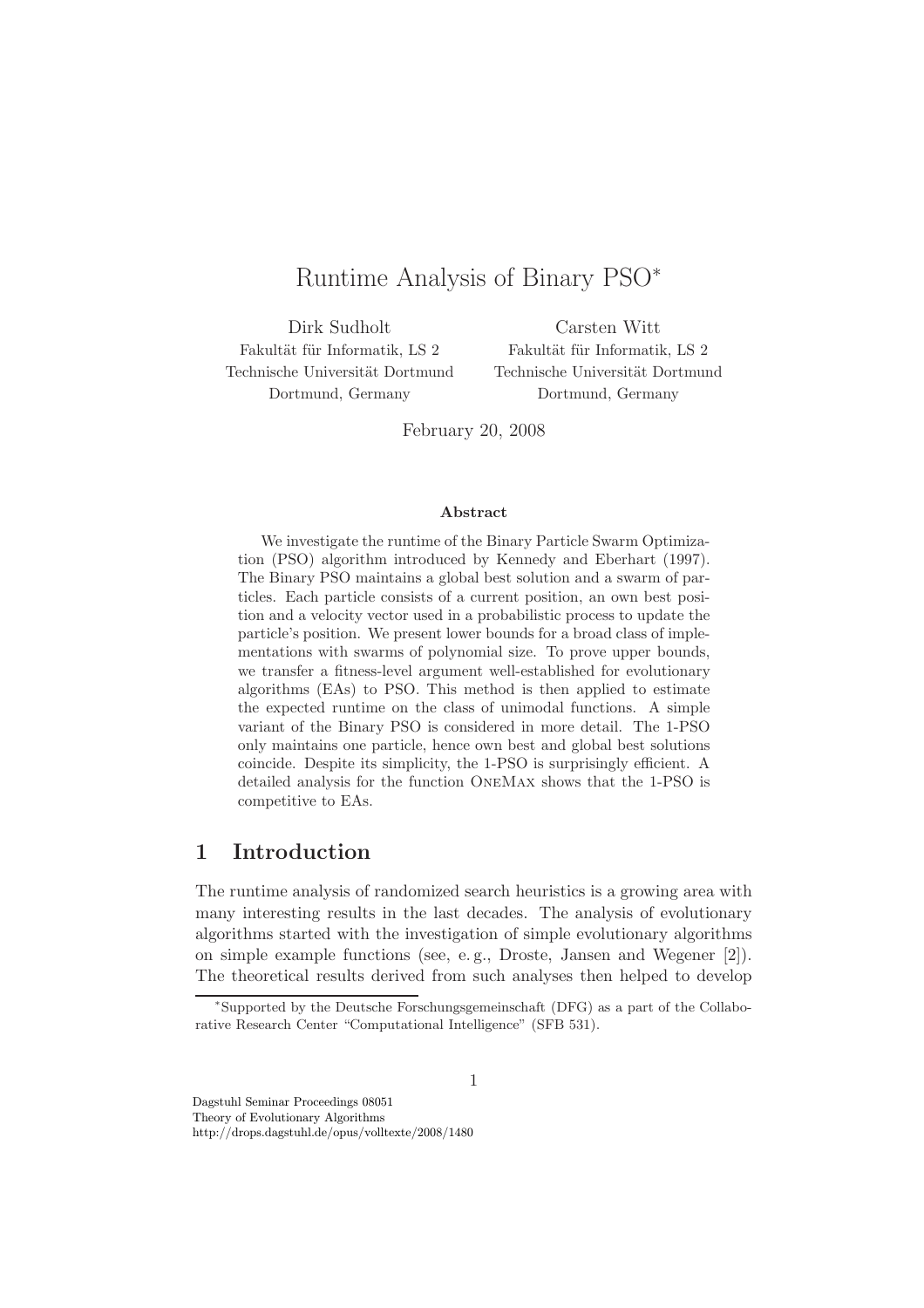# Runtime Analysis of Binary PSO*

Dirk Sudholt
Fakultät für Informatik, LS 2
Technische Universität Dortmund
Dortmund, Germany

Carsten Witt
Fakultät für Informatik, LS 2
Technische Universität Dortmund
Dortmund, Germany

February 20, 2008

### Abstract

We investigate the runtime of the Binary Particle Swarm Optimization (PSO) algorithm introduced by Kennedy and Eberhart (1997). The Binary PSO maintains a global best solution and a swarm of particles. Each particle consists of a current position, an own best position and a velocity vector used in a probabilistic process to update the particle's position. We present lower bounds for a broad class of implementations with swarms of polynomial size. To prove upper bounds, we transfer a fitness-level argument well-established for evolutionary algorithms (EAs) to PSO. This method is then applied to estimate the expected runtime on the class of unimodal functions. A simple variant of the Binary PSO is considered in more detail. The 1-PSO only maintains one particle, hence own best and global best solutions coincide. Despite its simplicity, the 1-PSO is surprisingly efficient. A detailed analysis for the function OneMax shows that the 1-PSO is competitive to EAs.

## 1 Introduction

The runtime analysis of randomized search heuristics is a growing area with many interesting results in the last decades. The analysis of evolutionary algorithms started with the investigation of simple evolutionary algorithms on simple example functions (see, e. g., Droste, Jansen and Wegener [2]). The theoretical results derived from such analyses then helped to develop

*Supported by the Deutsche Forschungsgemeinschaft (DFG) as a part of the Collaborative Research Center "Computational Intelligence" (SFB 531).

Dagstuhl Seminar Proceedings 08051
Theory of Evolutionary Algorithms
http://drops.dagstuhl.de/opus/volltexte/2008/1480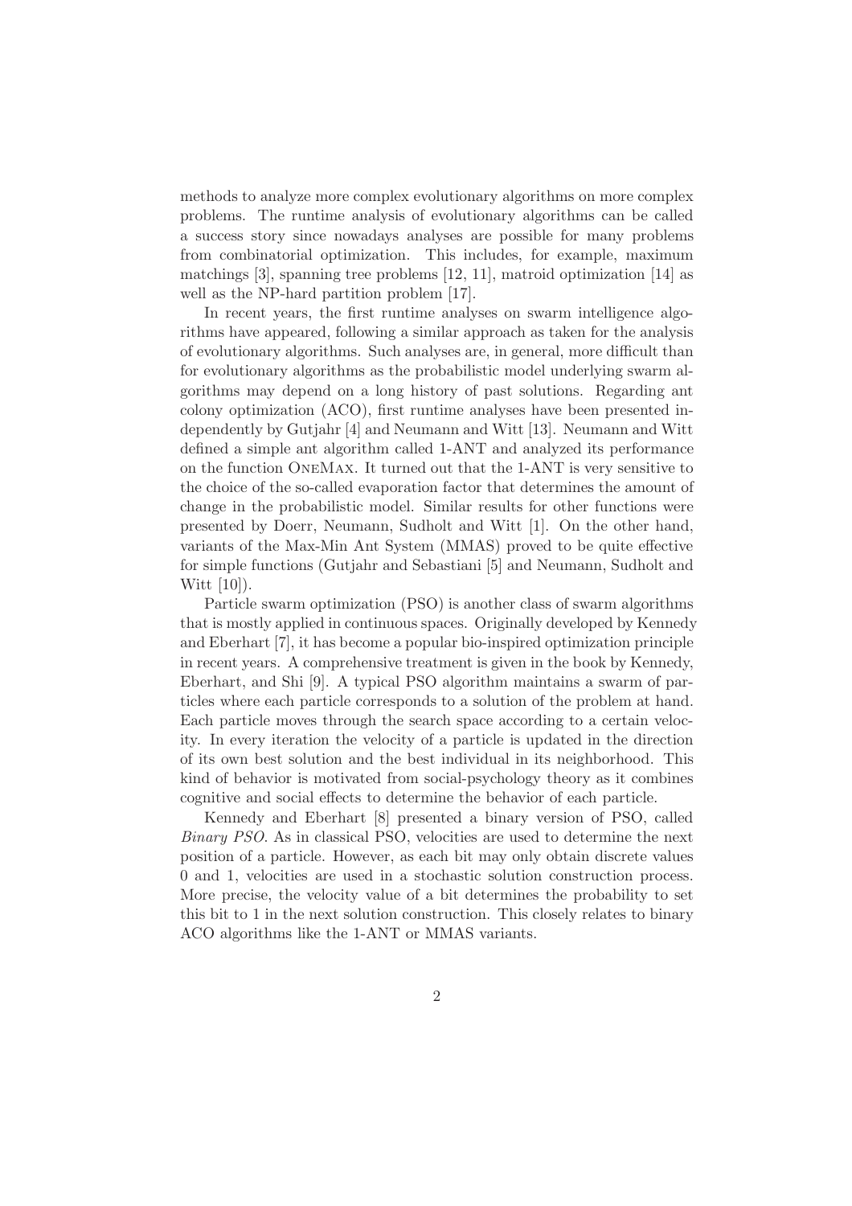methods to analyze more complex evolutionary algorithms on more complex problems. The runtime analysis of evolutionary algorithms can be called a success story since nowadays analyses are possible for many problems from combinatorial optimization. This includes, for example, maximum matchings [3], spanning tree problems [12, 11], matroid optimization [14] as well as the NP-hard partition problem [17].

In recent years, the first runtime analyses on swarm intelligence algorithms have appeared, following a similar approach as taken for the analysis of evolutionary algorithms. Such analyses are, in general, more difficult than for evolutionary algorithms as the probabilistic model underlying swarm algorithms may depend on a long history of past solutions. Regarding ant colony optimization (ACO), first runtime analyses have been presented independently by Gutjahr [4] and Neumann and Witt [13]. Neumann and Witt defined a simple ant algorithm called 1-ANT and analyzed its performance on the function OneMax. It turned out that the 1-ANT is very sensitive to the choice of the so-called evaporation factor that determines the amount of change in the probabilistic model. Similar results for other functions were presented by Doerr, Neumann, Sudholt and Witt [1]. On the other hand, variants of the Max-Min Ant System (MMAS) proved to be quite effective for simple functions (Gutjahr and Sebastiani [5] and Neumann, Sudholt and Witt [10]).

Particle swarm optimization (PSO) is another class of swarm algorithms that is mostly applied in continuous spaces. Originally developed by Kennedy and Eberhart [7], it has become a popular bio-inspired optimization principle in recent years. A comprehensive treatment is given in the book by Kennedy, Eberhart, and Shi [9]. A typical PSO algorithm maintains a swarm of particles where each particle corresponds to a solution of the problem at hand. Each particle moves through the search space according to a certain velocity. In every iteration the velocity of a particle is updated in the direction of its own best solution and the best individual in its neighborhood. This kind of behavior is motivated from social-psychology theory as it combines cognitive and social effects to determine the behavior of each particle.

Kennedy and Eberhart [8] presented a binary version of PSO, called *Binary PSO*. As in classical PSO, velocities are used to determine the next position of a particle. However, as each bit may only obtain discrete values 0 and 1, velocities are used in a stochastic solution construction process. More precise, the velocity value of a bit determines the probability to set this bit to 1 in the next solution construction. This closely relates to binary ACO algorithms like the 1-ANT or MMAS variants.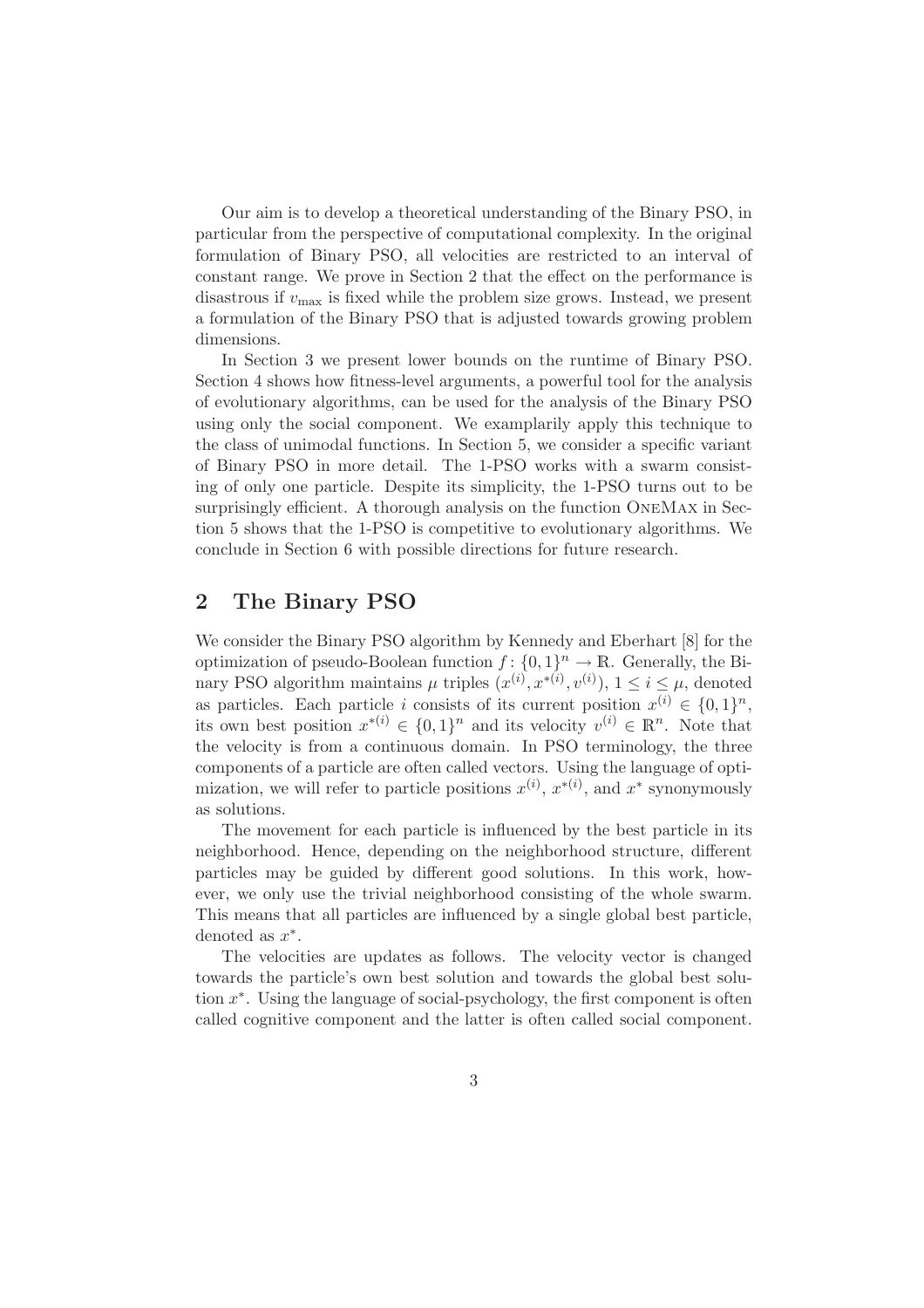Our aim is to develop a theoretical understanding of the Binary PSO, in particular from the perspective of computational complexity. In the original formulation of Binary PSO, all velocities are restricted to an interval of constant range. We prove in Section 2 that the effect on the performance is disastrous if $v_{\max}$ is fixed while the problem size grows. Instead, we present a formulation of the Binary PSO that is adjusted towards growing problem dimensions.

In Section 3 we present lower bounds on the runtime of Binary PSO. Section 4 shows how fitness-level arguments, a powerful tool for the analysis of evolutionary algorithms, can be used for the analysis of the Binary PSO using only the social component. We examplarily apply this technique to the class of unimodal functions. In Section 5, we consider a specific variant of Binary PSO in more detail. The 1-PSO works with a swarm consisting of only one particle. Despite its simplicity, the 1-PSO turns out to be surprisingly efficient. A thorough analysis on the function OneMax in Section 5 shows that the 1-PSO is competitive to evolutionary algorithms. We conclude in Section 6 with possible directions for future research.

## 2 The Binary PSO

We consider the Binary PSO algorithm by Kennedy and Eberhart [8] for the optimization of pseudo-Boolean function $f\colon \{0,1\}^n \to \mathbb{R}$. Generally, the Binary PSO algorithm maintains $\mu$ triples $(x^{(i)}, x^{*(i)}, v^{(i)})$, $1 \leq i \leq \mu$, denoted as particles. Each particle $i$ consists of its current position $x^{(i)} \in \{0,1\}^n$, its own best position $x^{*(i)} \in \{0,1\}^n$ and its velocity $v^{(i)} \in \mathbb{R}^n$. Note that the velocity is from a continuous domain. In PSO terminology, the three components of a particle are often called vectors. Using the language of optimization, we will refer to particle positions $x^{(i)}$, $x^{*(i)}$, and $x^*$ synonymously as solutions.

The movement for each particle is influenced by the best particle in its neighborhood. Hence, depending on the neighborhood structure, different particles may be guided by different good solutions. In this work, however, we only use the trivial neighborhood consisting of the whole swarm. This means that all particles are influenced by a single global best particle, denoted as $x^*$.

The velocities are updates as follows. The velocity vector is changed towards the particle's own best solution and towards the global best solution $x^*$. Using the language of social-psychology, the first component is often called cognitive component and the latter is often called social component.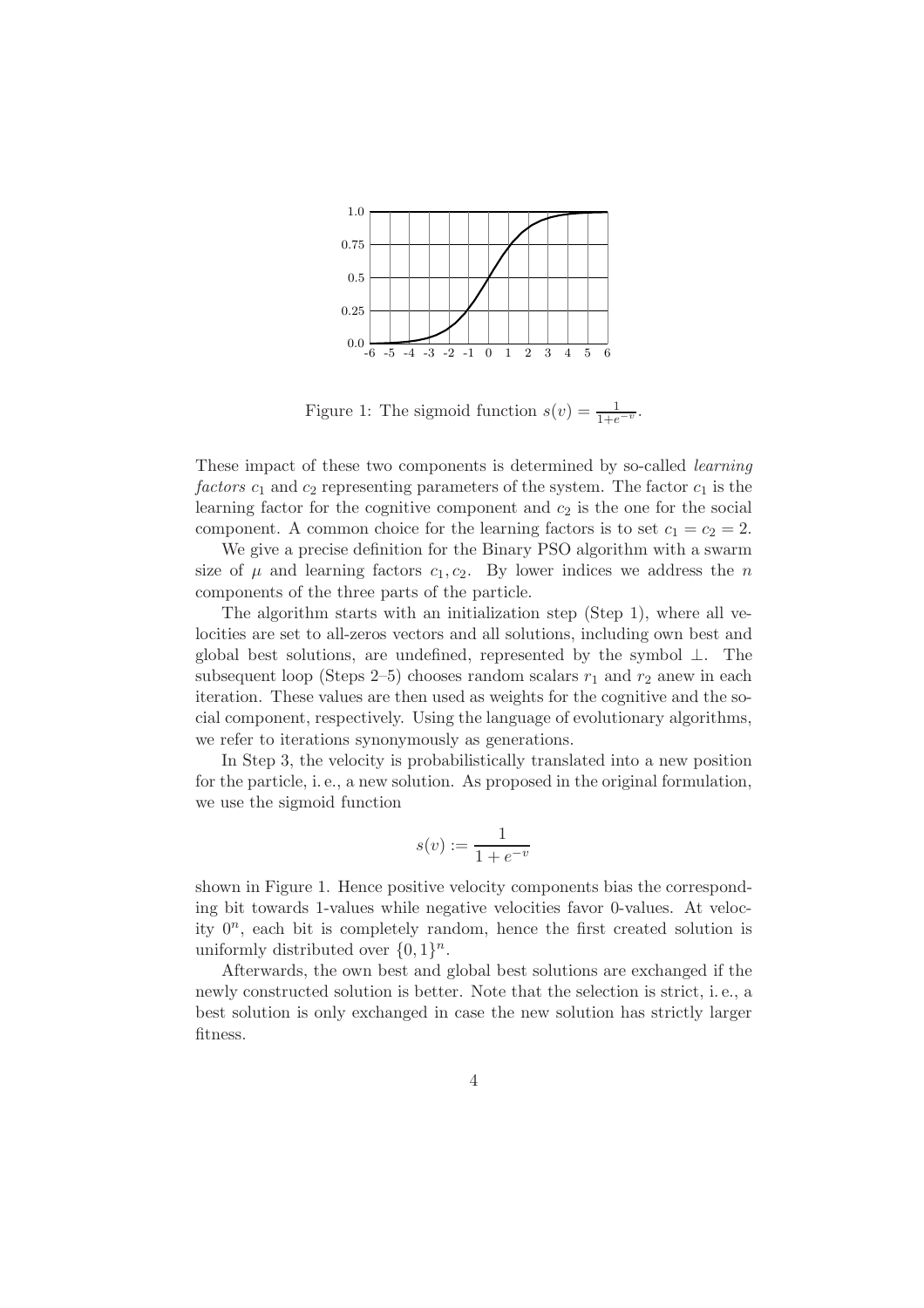Figure 1: The sigmoid function $s(v) = \frac{1}{1+e^{-v}}$.

These impact of these two components is determined by so-called *learning factors* $c_1$ and $c_2$ representing parameters of the system. The factor $c_1$ is the learning factor for the cognitive component and $c_2$ is the one for the social component. A common choice for the learning factors is to set $c_1 = c_2 = 2$.

We give a precise definition for the Binary PSO algorithm with a swarm size of $\mu$ and learning factors $c_1, c_2$. By lower indices we address the $n$ components of the three parts of the particle.

The algorithm starts with an initialization step (Step 1), where all velocities are set to all-zeros vectors and all solutions, including own best and global best solutions, are undefined, represented by the symbol $\perp$. The subsequent loop (Steps 2–5) chooses random scalars $r_1$ and $r_2$ anew in each iteration. These values are then used as weights for the cognitive and the social component, respectively. Using the language of evolutionary algorithms, we refer to iterations synonymously as generations.

In Step 3, the velocity is probabilistically translated into a new position for the particle, i. e., a new solution. As proposed in the original formulation, we use the sigmoid function

$$s(v) := \frac{1}{1+e^{-v}}$$

shown in Figure 1. Hence positive velocity components bias the corresponding bit towards 1-values while negative velocities favor 0-values. At velocity $0^n$, each bit is completely random, hence the first created solution is uniformly distributed over $\{0,1\}^n$.

Afterwards, the own best and global best solutions are exchanged if the newly constructed solution is better. Note that the selection is strict, i. e., a best solution is only exchanged in case the new solution has strictly larger fitness.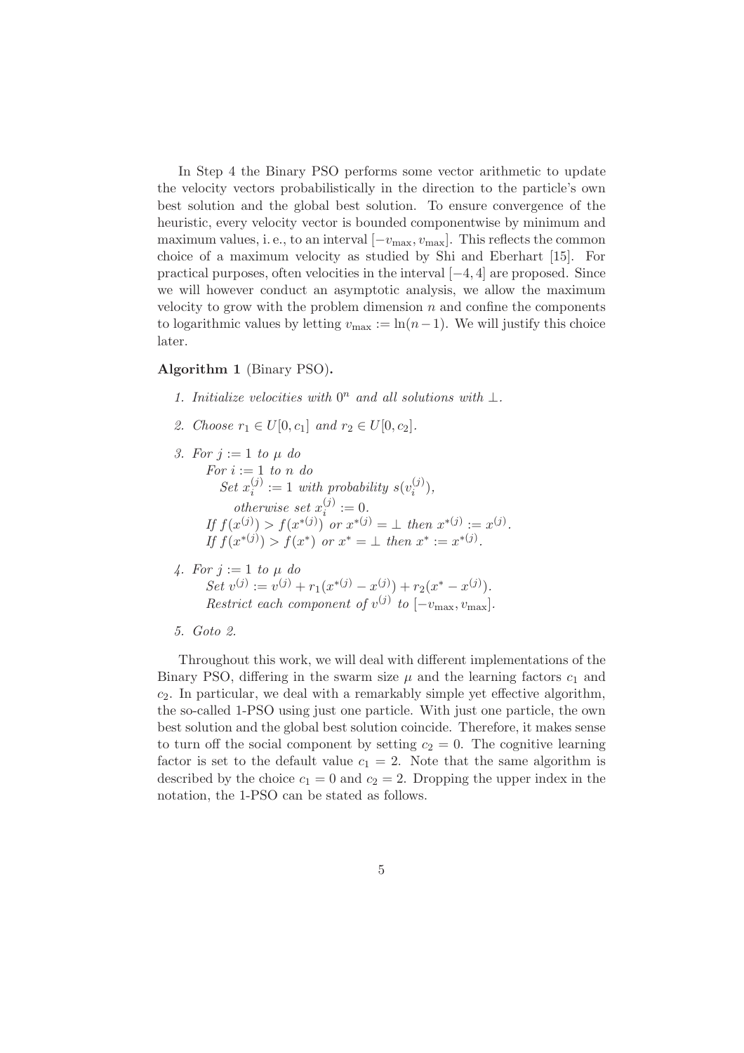In Step 4 the Binary PSO performs some vector arithmetic to update the velocity vectors probabilistically in the direction to the particle's own best solution and the global best solution. To ensure convergence of the heuristic, every velocity vector is bounded componentwise by minimum and maximum values, i. e., to an interval $[-v_{\max}, v_{\max}]$. This reflects the common choice of a maximum velocity as studied by Shi and Eberhart [15]. For practical purposes, often velocities in the interval $[-4, 4]$ are proposed. Since we will however conduct an asymptotic analysis, we allow the maximum velocity to grow with the problem dimension $n$ and confine the components to logarithmic values by letting $v_{\max} := \ln(n-1)$. We will justify this choice later.

**Algorithm 1** (Binary PSO)**.**

1. *Initialize velocities with $0^n$ and all solutions with $\perp$.*
2. *Choose $r_1 \in U[0, c_1]$ and $r_2 \in U[0, c_2]$.*
3. *For $j := 1$ to $\mu$ do*
   *For $i := 1$ to $n$ do*
   *Set $x_i^{(j)} := 1$ with probability $s(v_i^{(j)})$,*
   *otherwise set $x_i^{(j)} := 0$.*
   *If $f(x^{(j)}) > f(x^{*(j)})$ or $x^{*(j)} = \perp$ then $x^{*(j)} := x^{(j)}$.*
   *If $f(x^{*(j)}) > f(x^*)$ or $x^* = \perp$ then $x^* := x^{*(j)}$.*
4. *For $j := 1$ to $\mu$ do*
   *Set $v^{(j)} := v^{(j)} + r_1(x^{*(j)} - x^{(j)}) + r_2(x^* - x^{(j)})$.*
   *Restrict each component of $v^{(j)}$ to $[-v_{\max}, v_{\max}]$.*
5. *Goto 2.*

Throughout this work, we will deal with different implementations of the Binary PSO, differing in the swarm size $\mu$ and the learning factors $c_1$ and $c_2$. In particular, we deal with a remarkably simple yet effective algorithm, the so-called 1-PSO using just one particle. With just one particle, the own best solution and the global best solution coincide. Therefore, it makes sense to turn off the social component by setting $c_2 = 0$. The cognitive learning factor is set to the default value $c_1 = 2$. Note that the same algorithm is described by the choice $c_1 = 0$ and $c_2 = 2$. Dropping the upper index in the notation, the 1-PSO can be stated as follows.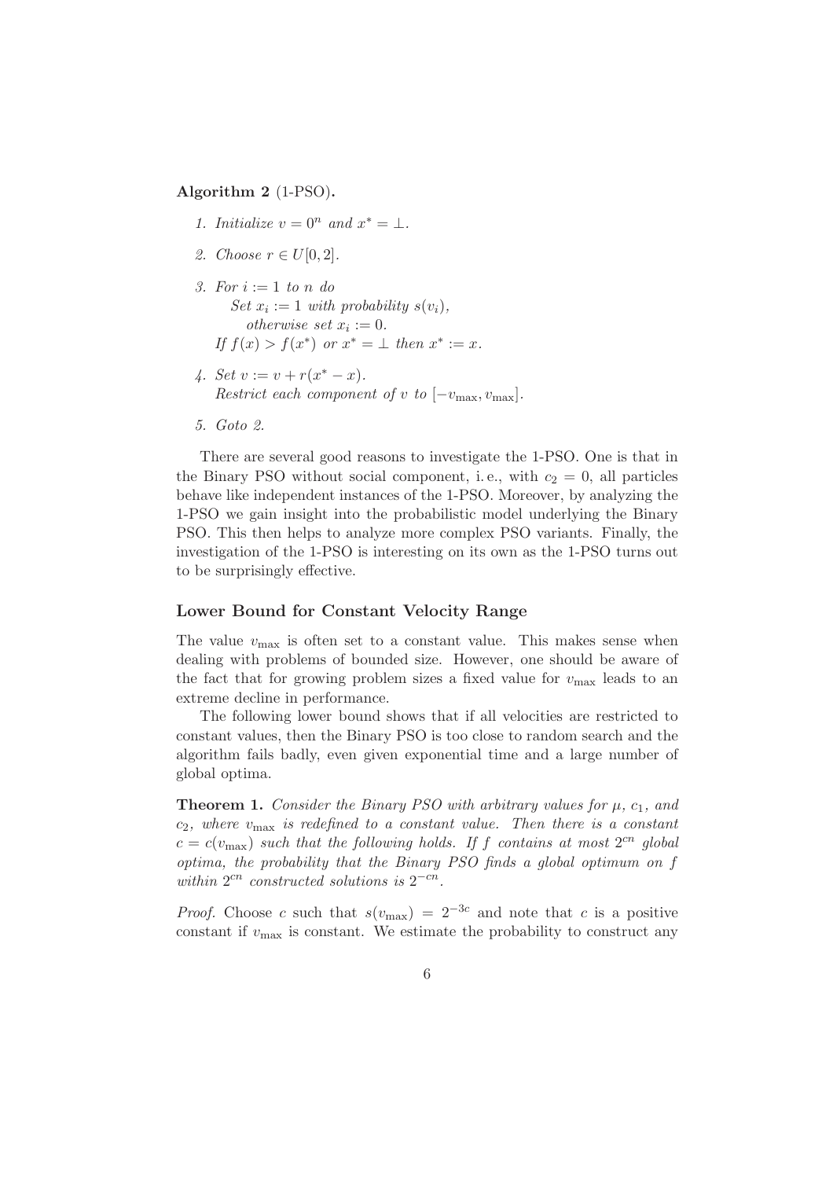**Algorithm 2** (1-PSO)**.**

1. *Initialize* $v = 0^n$ *and* $x^* = \perp$.
2. *Choose* $r \in U[0, 2]$.
3. *For* $i := 1$ *to* $n$ *do*
   *Set* $x_i := 1$ *with probability* $s(v_i)$,
   *otherwise set* $x_i := 0$.
   *If* $f(x) > f(x^*)$ *or* $x^* = \perp$ *then* $x^* := x$.
4. *Set* $v := v + r(x^* - x)$.
   *Restrict each component of* $v$ *to* $[-v_{\max}, v_{\max}]$.
5. *Goto 2.*

There are several good reasons to investigate the 1-PSO. One is that in the Binary PSO without social component, i. e., with $c_2 = 0$, all particles behave like independent instances of the 1-PSO. Moreover, by analyzing the 1-PSO we gain insight into the probabilistic model underlying the Binary PSO. This then helps to analyze more complex PSO variants. Finally, the investigation of the 1-PSO is interesting on its own as the 1-PSO turns out to be surprisingly effective.

### Lower Bound for Constant Velocity Range

The value $v_{\max}$ is often set to a constant value. This makes sense when dealing with problems of bounded size. However, one should be aware of the fact that for growing problem sizes a fixed value for $v_{\max}$ leads to an extreme decline in performance.

The following lower bound shows that if all velocities are restricted to constant values, then the Binary PSO is too close to random search and the algorithm fails badly, even given exponential time and a large number of global optima.

**Theorem 1.** *Consider the Binary PSO with arbitrary values for* $\mu$*,* $c_1$*, and* $c_2$*, where* $v_{\max}$ *is redefined to a constant value. Then there is a constant* $c = c(v_{\max})$ *such that the following holds. If* $f$ *contains at most* $2^{cn}$ *global optima, the probability that the Binary PSO finds a global optimum on* $f$ *within* $2^{cn}$ *constructed solutions is* $2^{-cn}$.

*Proof.* Choose $c$ such that $s(v_{\max}) = 2^{-3c}$ and note that $c$ is a positive constant if $v_{\max}$ is constant. We estimate the probability to construct any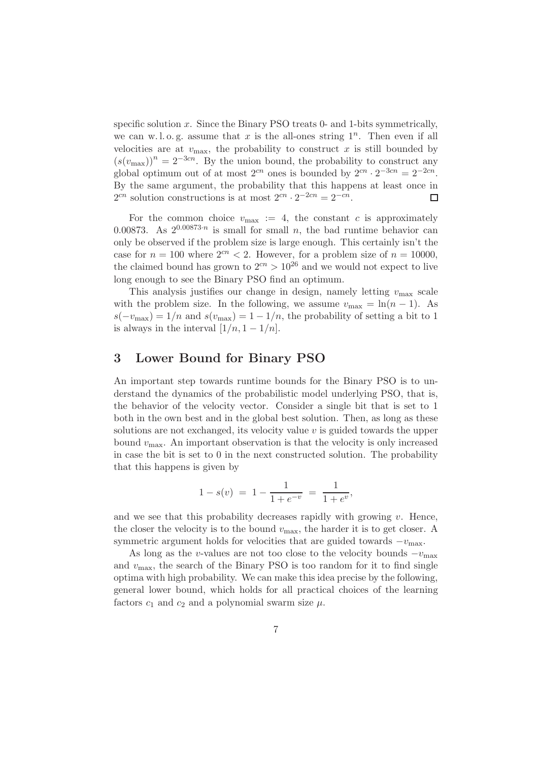specific solution $x$. Since the Binary PSO treats 0- and 1-bits symmetrically, we can w. l. o. g. assume that $x$ is the all-ones string $1^n$. Then even if all velocities are at $v_{\max}$, the probability to construct $x$ is still bounded by $(s(v_{\max}))^n = 2^{-3cn}$. By the union bound, the probability to construct any global optimum out of at most $2^{cn}$ ones is bounded by $2^{cn} \cdot 2^{-3cn} = 2^{-2cn}$. By the same argument, the probability that this happens at least once in $2^{cn}$ solution constructions is at most $2^{cn} \cdot 2^{-2cn} = 2^{-cn}$. □

For the common choice $v_{\max} := 4$, the constant $c$ is approximately 0.00873. As $2^{0.00873 \cdot n}$ is small for small $n$, the bad runtime behavior can only be observed if the problem size is large enough. This certainly isn't the case for $n = 100$ where $2^{cn} < 2$. However, for a problem size of $n = 10000$, the claimed bound has grown to $2^{cn} > 10^{26}$ and we would not expect to live long enough to see the Binary PSO find an optimum.

This analysis justifies our change in design, namely letting $v_{\max}$ scale with the problem size. In the following, we assume $v_{\max} = \ln(n-1)$. As $s(-v_{\max}) = 1/n$ and $s(v_{\max}) = 1 - 1/n$, the probability of setting a bit to 1 is always in the interval $[1/n, 1 - 1/n]$.

## 3 Lower Bound for Binary PSO

An important step towards runtime bounds for the Binary PSO is to understand the dynamics of the probabilistic model underlying PSO, that is, the behavior of the velocity vector. Consider a single bit that is set to 1 both in the own best and in the global best solution. Then, as long as these solutions are not exchanged, its velocity value $v$ is guided towards the upper bound $v_{\max}$. An important observation is that the velocity is only increased in case the bit is set to 0 in the next constructed solution. The probability that this happens is given by

$$1 - s(v) \;=\; 1 - \frac{1}{1 + e^{-v}} \;=\; \frac{1}{1 + e^{v}},$$

and we see that this probability decreases rapidly with growing $v$. Hence, the closer the velocity is to the bound $v_{\max}$, the harder it is to get closer. A symmetric argument holds for velocities that are guided towards $-v_{\max}$.

As long as the $v$-values are not too close to the velocity bounds $-v_{\max}$ and $v_{\max}$, the search of the Binary PSO is too random for it to find single optima with high probability. We can make this idea precise by the following, general lower bound, which holds for all practical choices of the learning factors $c_1$ and $c_2$ and a polynomial swarm size $\mu$.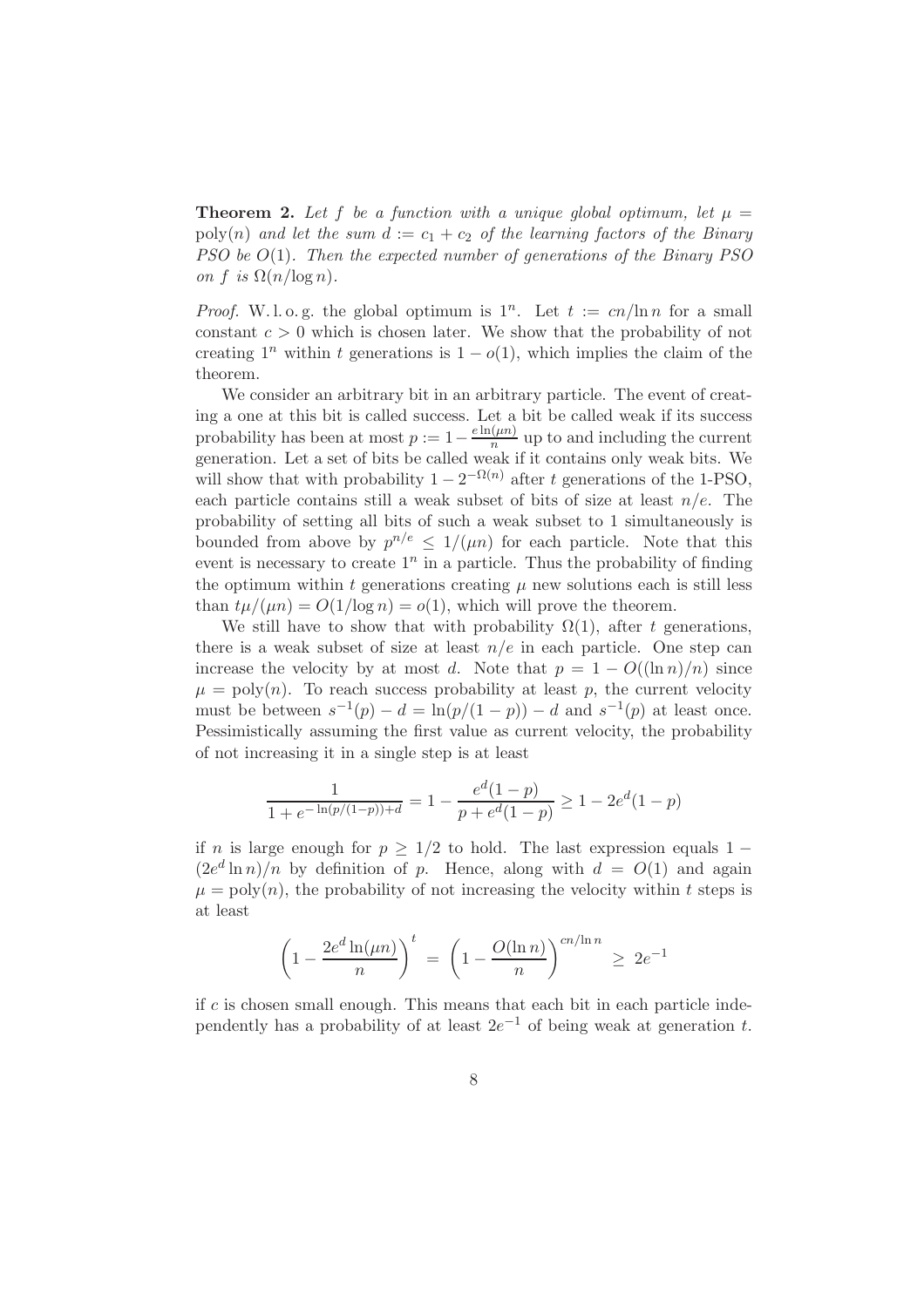**Theorem 2.** *Let $f$ be a function with a unique global optimum, let $\mu = \text{poly}(n)$ and let the sum $d := c_1 + c_2$ of the learning factors of the Binary PSO be $O(1)$. Then the expected number of generations of the Binary PSO on $f$ is $\Omega(n/\log n)$.*

*Proof.* W. l. o. g. the global optimum is $1^n$. Let $t := cn/\ln n$ for a small constant $c > 0$ which is chosen later. We show that the probability of not creating $1^n$ within $t$ generations is $1 - o(1)$, which implies the claim of the theorem.

We consider an arbitrary bit in an arbitrary particle. The event of creating a one at this bit is called success. Let a bit be called weak if its success probability has been at most $p := 1 - \frac{e \ln(\mu n)}{n}$ up to and including the current generation. Let a set of bits be called weak if it contains only weak bits. We will show that with probability $1 - 2^{-\Omega(n)}$ after $t$ generations of the 1-PSO, each particle contains still a weak subset of bits of size at least $n/e$. The probability of setting all bits of such a weak subset to 1 simultaneously is bounded from above by $p^{n/e} \leq 1/(\mu n)$ for each particle. Note that this event is necessary to create $1^n$ in a particle. Thus the probability of finding the optimum within $t$ generations creating $\mu$ new solutions each is still less than $t\mu/(\mu n) = O(1/\log n) = o(1)$, which will prove the theorem.

We still have to show that with probability $\Omega(1)$, after $t$ generations, there is a weak subset of size at least $n/e$ in each particle. One step can increase the velocity by at most $d$. Note that $p = 1 - O((\ln n)/n)$ since $\mu = \text{poly}(n)$. To reach success probability at least $p$, the current velocity must be between $s^{-1}(p) - d = \ln(p/(1-p)) - d$ and $s^{-1}(p)$ at least once. Pessimistically assuming the first value as current velocity, the probability of not increasing it in a single step is at least

$$\frac{1}{1 + e^{-\ln(p/(1-p))+d}} = 1 - \frac{e^d(1-p)}{p + e^d(1-p)} \geq 1 - 2e^d(1-p)$$

if $n$ is large enough for $p \geq 1/2$ to hold. The last expression equals $1 - (2e^d \ln n)/n$ by definition of $p$. Hence, along with $d = O(1)$ and again $\mu = \text{poly}(n)$, the probability of not increasing the velocity within $t$ steps is at least

$$\left(1 - \frac{2e^d \ln(\mu n)}{n}\right)^t = \left(1 - \frac{O(\ln n)}{n}\right)^{cn/\ln n} \geq 2e^{-1}$$

if $c$ is chosen small enough. This means that each bit in each particle independently has a probability of at least $2e^{-1}$ of being weak at generation $t$.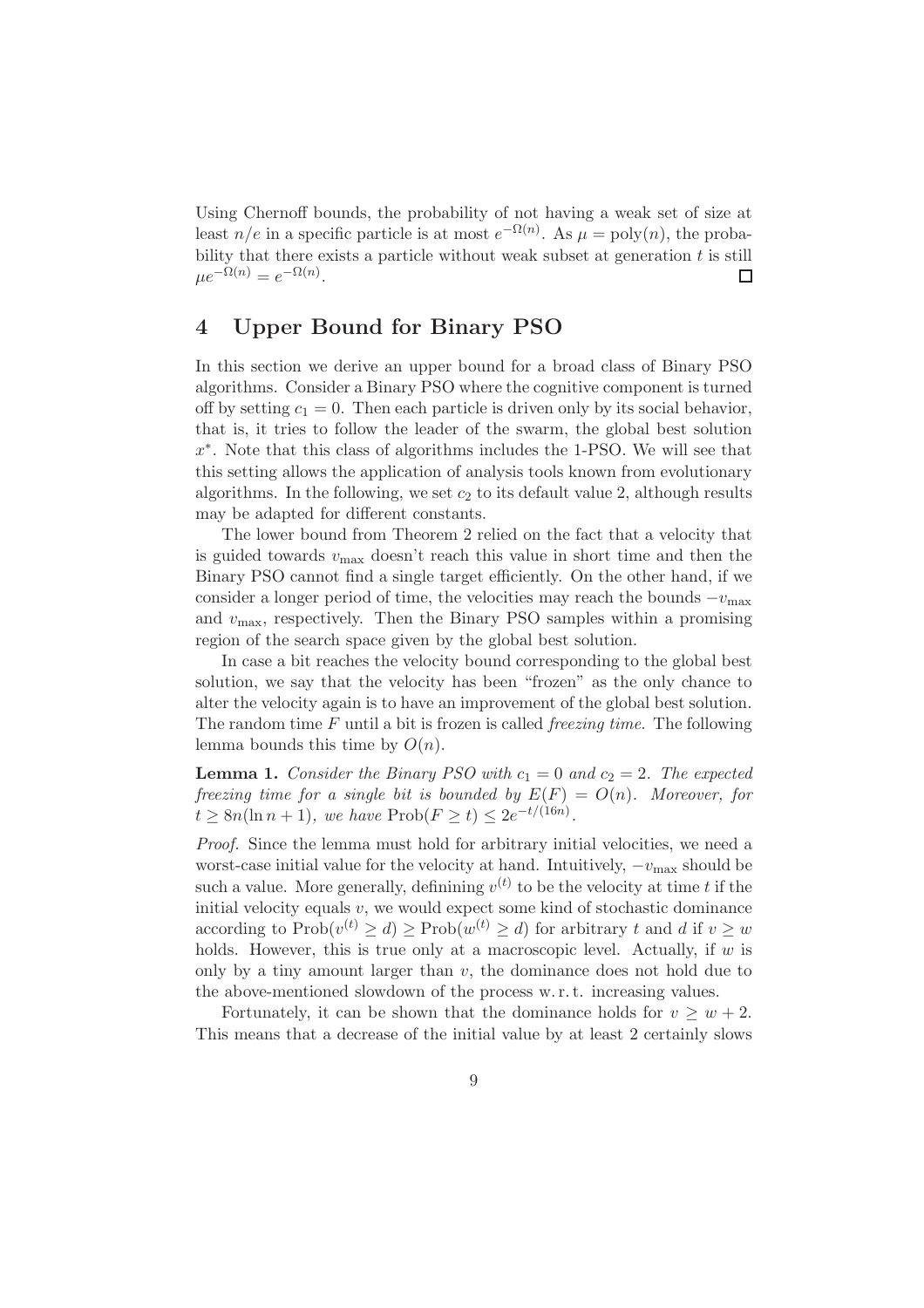Using Chernoff bounds, the probability of not having a weak set of size at least $n/e$ in a specific particle is at most $e^{-\Omega(n)}$. As $\mu = \text{poly}(n)$, the probability that there exists a particle without weak subset at generation $t$ is still $\mu e^{-\Omega(n)} = e^{-\Omega(n)}$. □

## 4 Upper Bound for Binary PSO

In this section we derive an upper bound for a broad class of Binary PSO algorithms. Consider a Binary PSO where the cognitive component is turned off by setting $c_1 = 0$. Then each particle is driven only by its social behavior, that is, it tries to follow the leader of the swarm, the global best solution $x^*$. Note that this class of algorithms includes the 1-PSO. We will see that this setting allows the application of analysis tools known from evolutionary algorithms. In the following, we set $c_2$ to its default value 2, although results may be adapted for different constants.

The lower bound from Theorem 2 relied on the fact that a velocity that is guided towards $v_{\max}$ doesn't reach this value in short time and then the Binary PSO cannot find a single target efficiently. On the other hand, if we consider a longer period of time, the velocities may reach the bounds $-v_{\max}$ and $v_{\max}$, respectively. Then the Binary PSO samples within a promising region of the search space given by the global best solution.

In case a bit reaches the velocity bound corresponding to the global best solution, we say that the velocity has been "frozen" as the only chance to alter the velocity again is to have an improvement of the global best solution. The random time $F$ until a bit is frozen is called *freezing time*. The following lemma bounds this time by $O(n)$.

**Lemma 1.** *Consider the Binary PSO with $c_1 = 0$ and $c_2 = 2$. The expected freezing time for a single bit is bounded by $E(F) = O(n)$. Moreover, for $t \geq 8n(\ln n + 1)$, we have $\text{Prob}(F \geq t) \leq 2e^{-t/(16n)}$.*

*Proof.* Since the lemma must hold for arbitrary initial velocities, we need a worst-case initial value for the velocity at hand. Intuitively, $-v_{\max}$ should be such a value. More generally, defining $v^{(t)}$ to be the velocity at time $t$ if the initial velocity equals $v$, we would expect some kind of stochastic dominance according to $\text{Prob}(v^{(t)} \geq d) \geq \text{Prob}(w^{(t)} \geq d)$ for arbitrary $t$ and $d$ if $v \geq w$ holds. However, this is true only at a macroscopic level. Actually, if $w$ is only by a tiny amount larger than $v$, the dominance does not hold due to the above-mentioned slowdown of the process w. r. t. increasing values.

Fortunately, it can be shown that the dominance holds for $v \geq w + 2$. This means that a decrease of the initial value by at least 2 certainly slows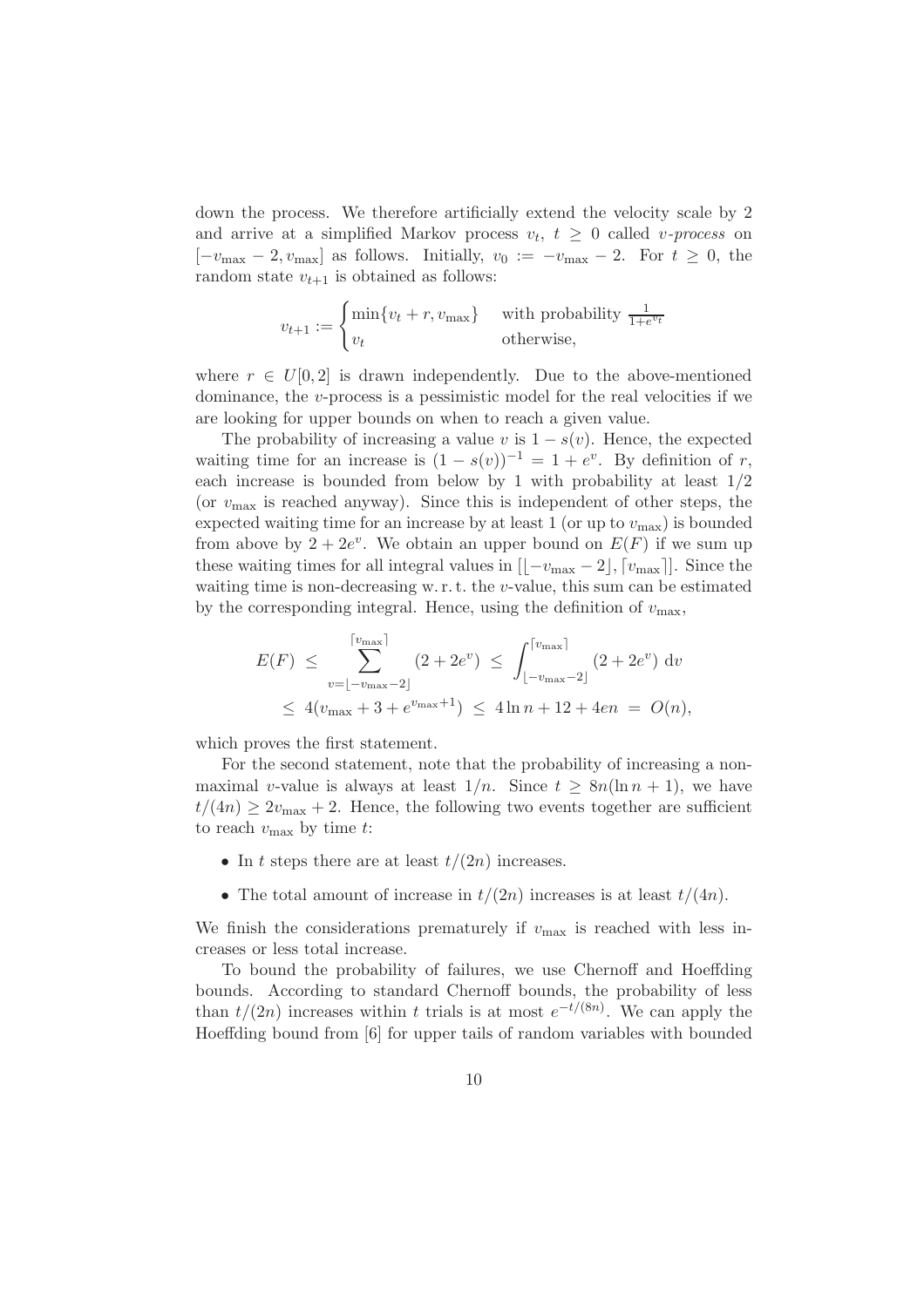down the process. We therefore artificially extend the velocity scale by 2 and arrive at a simplified Markov process $v_t$, $t \geq 0$ called *v-process* on $[-v_{\max} - 2, v_{\max}]$ as follows. Initially, $v_0 := -v_{\max} - 2$. For $t \geq 0$, the random state $v_{t+1}$ is obtained as follows:

$$v_{t+1} := \begin{cases} \min\{v_t + r, v_{\max}\} & \text{with probability } \frac{1}{1+e^{v_t}} \\ v_t & \text{otherwise,} \end{cases}$$

where $r \in U[0,2]$ is drawn independently. Due to the above-mentioned dominance, the $v$-process is a pessimistic model for the real velocities if we are looking for upper bounds on when to reach a given value.

The probability of increasing a value $v$ is $1 - s(v)$. Hence, the expected waiting time for an increase is $(1 - s(v))^{-1} = 1 + e^v$. By definition of $r$, each increase is bounded from below by 1 with probability at least $1/2$ (or $v_{\max}$ is reached anyway). Since this is independent of other steps, the expected waiting time for an increase by at least 1 (or up to $v_{\max}$) is bounded from above by $2 + 2e^v$. We obtain an upper bound on $E(F)$ if we sum up these waiting times for all integral values in $[\lfloor -v_{\max} - 2 \rfloor, \lceil v_{\max} \rceil]$. Since the waiting time is non-decreasing w. r. t. the $v$-value, this sum can be estimated by the corresponding integral. Hence, using the definition of $v_{\max}$,

$$\begin{aligned} E(F) &\leq \sum_{v=\lfloor -v_{\max}-2 \rfloor}^{\lceil v_{\max} \rceil} (2 + 2e^v) \leq \int_{\lfloor -v_{\max}-2 \rfloor}^{\lceil v_{\max} \rceil} (2 + 2e^v) \, \mathrm{d}v \\ &\leq 4(v_{\max} + 3 + e^{v_{\max}+1}) \leq 4 \ln n + 12 + 4en = O(n), \end{aligned}$$

which proves the first statement.

For the second statement, note that the probability of increasing a non-maximal $v$-value is always at least $1/n$. Since $t \geq 8n(\ln n + 1)$, we have $t/(4n) \geq 2v_{\max} + 2$. Hence, the following two events together are sufficient to reach $v_{\max}$ by time $t$:

- In $t$ steps there are at least $t/(2n)$ increases.
- The total amount of increase in $t/(2n)$ increases is at least $t/(4n)$.

We finish the considerations prematurely if $v_{\max}$ is reached with less increases or less total increase.

To bound the probability of failures, we use Chernoff and Hoeffding bounds. According to standard Chernoff bounds, the probability of less than $t/(2n)$ increases within $t$ trials is at most $e^{-t/(8n)}$. We can apply the Hoeffding bound from [6] for upper tails of random variables with bounded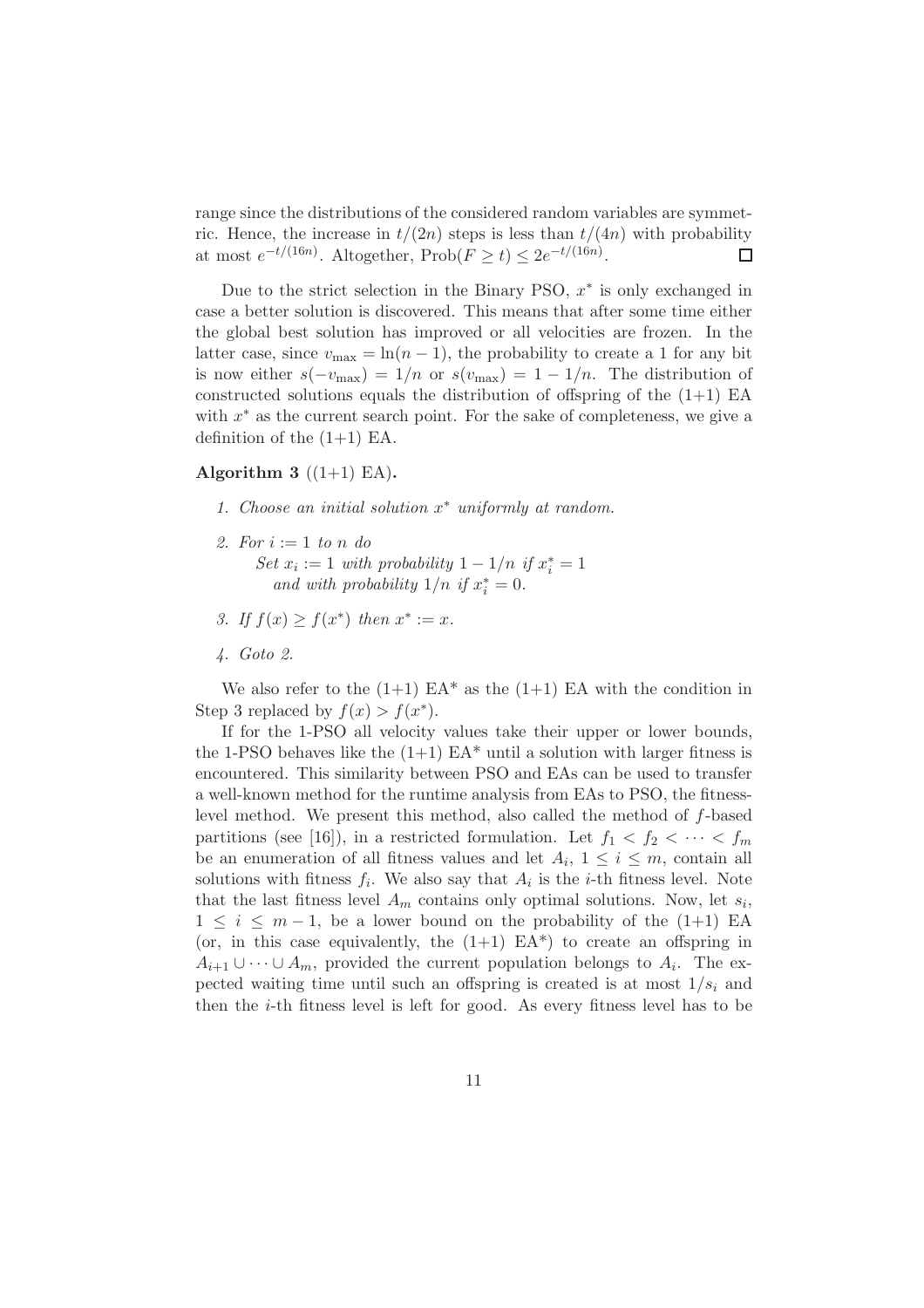range since the distributions of the considered random variables are symmetric. Hence, the increase in $t/(2n)$ steps is less than $t/(4n)$ with probability at most $e^{-t/(16n)}$. Altogether, $\text{Prob}(F \geq t) \leq 2e^{-t/(16n)}$. □

Due to the strict selection in the Binary PSO, $x^*$ is only exchanged in case a better solution is discovered. This means that after some time either the global best solution has improved or all velocities are frozen. In the latter case, since $v_{\max} = \ln(n-1)$, the probability to create a 1 for any bit is now either $s(-v_{\max}) = 1/n$ or $s(v_{\max}) = 1 - 1/n$. The distribution of constructed solutions equals the distribution of offspring of the (1+1) EA with $x^*$ as the current search point. For the sake of completeness, we give a definition of the (1+1) EA.

**Algorithm 3** ((1+1) EA)**.**

1. *Choose an initial solution $x^*$ uniformly at random.*
2. *For $i := 1$ to $n$ do*  
   *Set $x_i := 1$ with probability $1 - 1/n$ if $x_i^* = 1$*  
   *and with probability $1/n$ if $x_i^* = 0$.*
3. *If $f(x) \geq f(x^*)$ then $x^* := x$.*
4. *Goto 2.*

We also refer to the (1+1) EA* as the (1+1) EA with the condition in Step 3 replaced by $f(x) > f(x^*)$.

If for the 1-PSO all velocity values take their upper or lower bounds, the 1-PSO behaves like the (1+1) EA* until a solution with larger fitness is encountered. This similarity between PSO and EAs can be used to transfer a well-known method for the runtime analysis from EAs to PSO, the fitness-level method. We present this method, also called the method of $f$-based partitions (see [16]), in a restricted formulation. Let $f_1 < f_2 < \cdots < f_m$ be an enumeration of all fitness values and let $A_i$, $1 \leq i \leq m$, contain all solutions with fitness $f_i$. We also say that $A_i$ is the $i$-th fitness level. Note that the last fitness level $A_m$ contains only optimal solutions. Now, let $s_i$, $1 \leq i \leq m-1$, be a lower bound on the probability of the (1+1) EA (or, in this case equivalently, the (1+1) EA*) to create an offspring in $A_{i+1} \cup \cdots \cup A_m$, provided the current population belongs to $A_i$. The expected waiting time until such an offspring is created is at most $1/s_i$ and then the $i$-th fitness level is left for good. As every fitness level has to be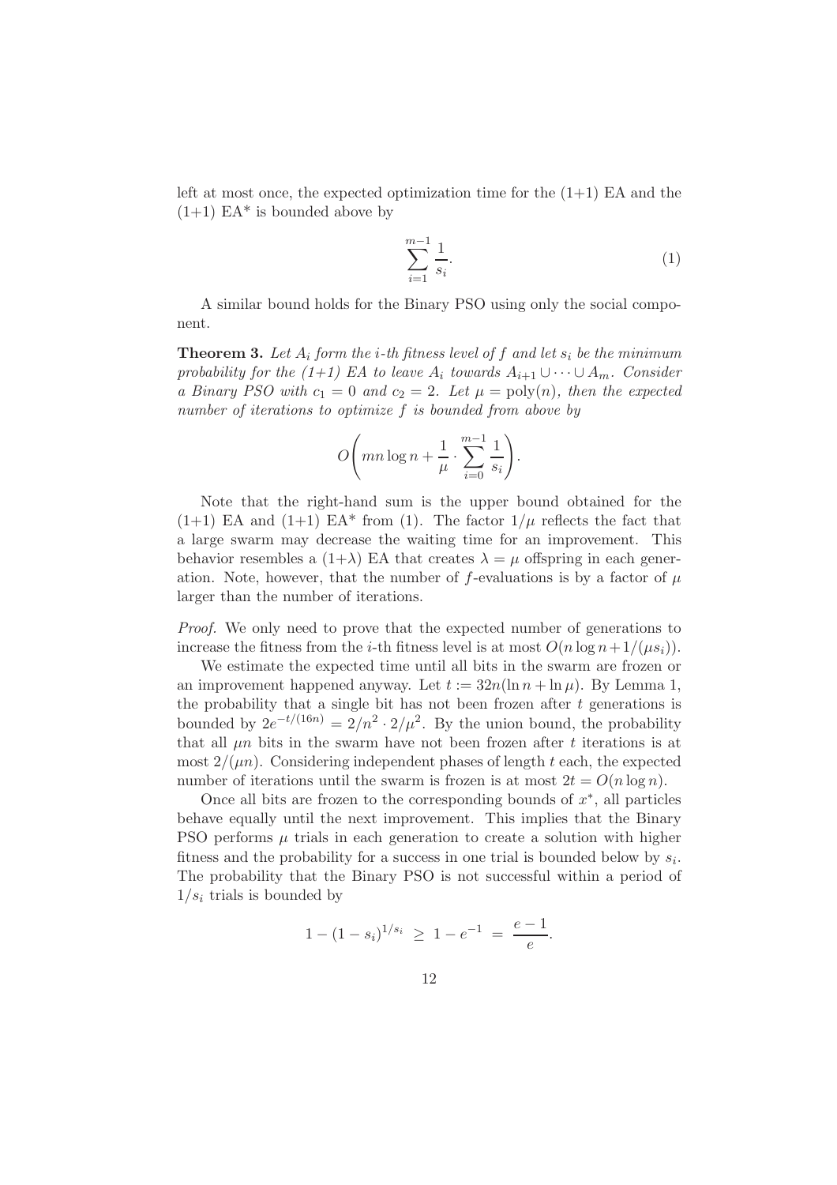left at most once, the expected optimization time for the (1+1) EA and the (1+1) EA* is bounded above by

$$\sum_{i=1}^{m-1} \frac{1}{s_i}. \tag{1}$$

A similar bound holds for the Binary PSO using only the social component.

**Theorem 3.** *Let $A_i$ form the $i$-th fitness level of $f$ and let $s_i$ be the minimum probability for the (1+1) EA to leave $A_i$ towards $A_{i+1} \cup \cdots \cup A_m$. Consider a Binary PSO with $c_1 = 0$ and $c_2 = 2$. Let $\mu = \text{poly}(n)$, then the expected number of iterations to optimize $f$ is bounded from above by*

$$O\!\left(mn \log n + \frac{1}{\mu} \cdot \sum_{i=0}^{m-1} \frac{1}{s_i}\right).$$

Note that the right-hand sum is the upper bound obtained for the (1+1) EA and (1+1) EA* from (1). The factor $1/\mu$ reflects the fact that a large swarm may decrease the waiting time for an improvement. This behavior resembles a (1+$\lambda$) EA that creates $\lambda = \mu$ offspring in each generation. Note, however, that the number of $f$-evaluations is by a factor of $\mu$ larger than the number of iterations.

*Proof.* We only need to prove that the expected number of generations to increase the fitness from the $i$-th fitness level is at most $O(n \log n + 1/(\mu s_i))$.

We estimate the expected time until all bits in the swarm are frozen or an improvement happened anyway. Let $t := 32n(\ln n + \ln \mu)$. By Lemma 1, the probability that a single bit has not been frozen after $t$ generations is bounded by $2e^{-t/(16n)} = 2/n^2 \cdot 2/\mu^2$. By the union bound, the probability that all $\mu n$ bits in the swarm have not been frozen after $t$ iterations is at most $2/(\mu n)$. Considering independent phases of length $t$ each, the expected number of iterations until the swarm is frozen is at most $2t = O(n \log n)$.

Once all bits are frozen to the corresponding bounds of $x^*$, all particles behave equally until the next improvement. This implies that the Binary PSO performs $\mu$ trials in each generation to create a solution with higher fitness and the probability for a success in one trial is bounded below by $s_i$. The probability that the Binary PSO is not successful within a period of $1/s_i$ trials is bounded by

$$1 - (1 - s_i)^{1/s_i} \;\geq\; 1 - e^{-1} \;=\; \frac{e-1}{e}.$$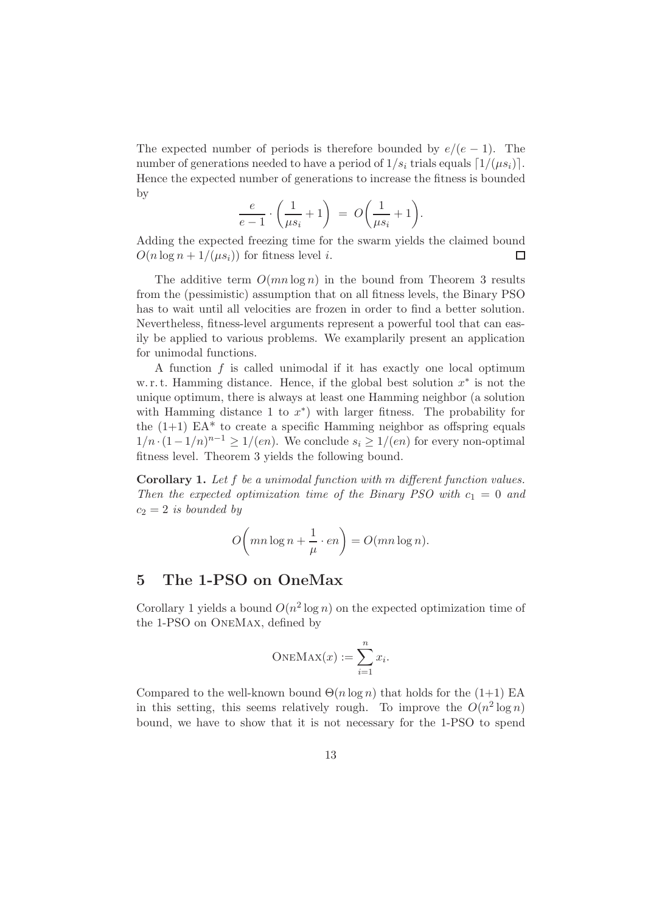The expected number of periods is therefore bounded by $e/(e-1)$. The number of generations needed to have a period of $1/s_i$ trials equals $\lceil 1/(\mu s_i) \rceil$. Hence the expected number of generations to increase the fitness is bounded by

$$\frac{e}{e-1} \cdot \left(\frac{1}{\mu s_i} + 1\right) = O\left(\frac{1}{\mu s_i} + 1\right).$$

Adding the expected freezing time for the swarm yields the claimed bound $O(n \log n + 1/(\mu s_i))$ for fitness level $i$. □

The additive term $O(mn \log n)$ in the bound from Theorem 3 results from the (pessimistic) assumption that on all fitness levels, the Binary PSO has to wait until all velocities are frozen in order to find a better solution. Nevertheless, fitness-level arguments represent a powerful tool that can easily be applied to various problems. We examplarily present an application for unimodal functions.

A function $f$ is called unimodal if it has exactly one local optimum w. r. t. Hamming distance. Hence, if the global best solution $x^*$ is not the unique optimum, there is always at least one Hamming neighbor (a solution with Hamming distance 1 to $x^*$) with larger fitness. The probability for the (1+1) EA* to create a specific Hamming neighbor as offspring equals $1/n \cdot (1-1/n)^{n-1} \geq 1/(en)$. We conclude $s_i \geq 1/(en)$ for every non-optimal fitness level. Theorem 3 yields the following bound.

**Corollary 1.** *Let $f$ be a unimodal function with $m$ different function values. Then the expected optimization time of the Binary PSO with $c_1 = 0$ and $c_2 = 2$ is bounded by*

$$O\left(mn \log n + \frac{1}{\mu} \cdot en\right) = O(mn \log n).$$

# 5 The 1-PSO on OneMax

Corollary 1 yields a bound $O(n^2 \log n)$ on the expected optimization time of the 1-PSO on OneMax, defined by

$$\text{OneMax}(x) := \sum_{i=1}^{n} x_i.$$

Compared to the well-known bound $\Theta(n \log n)$ that holds for the (1+1) EA in this setting, this seems relatively rough. To improve the $O(n^2 \log n)$ bound, we have to show that it is not necessary for the 1-PSO to spend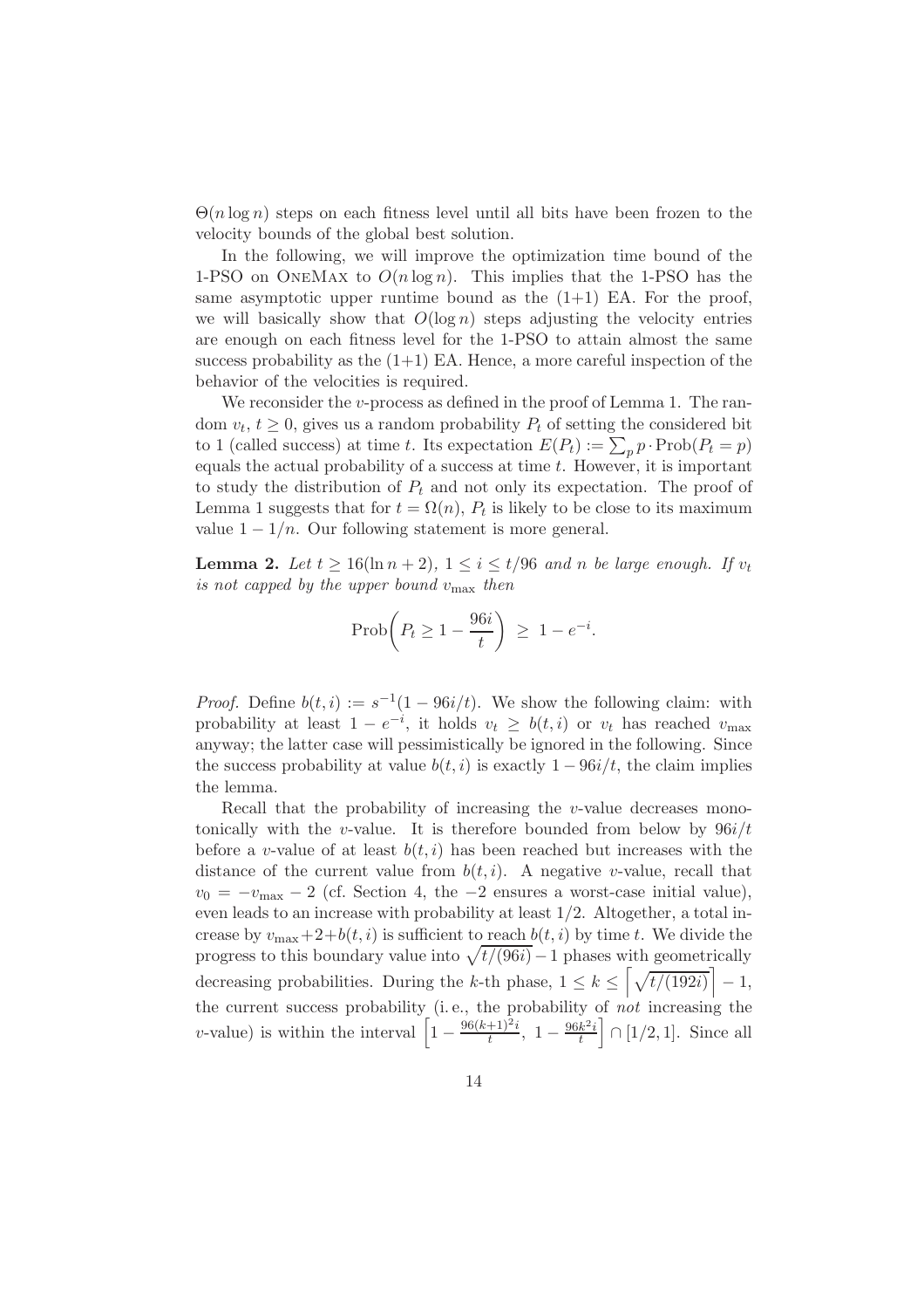$\Theta(n \log n)$ steps on each fitness level until all bits have been frozen to the velocity bounds of the global best solution.

In the following, we will improve the optimization time bound of the 1-PSO on OneMax to $O(n \log n)$. This implies that the 1-PSO has the same asymptotic upper runtime bound as the (1+1) EA. For the proof, we will basically show that $O(\log n)$ steps adjusting the velocity entries are enough on each fitness level for the 1-PSO to attain almost the same success probability as the (1+1) EA. Hence, a more careful inspection of the behavior of the velocities is required.

We reconsider the $v$-process as defined in the proof of Lemma 1. The random $v_t$, $t \geq 0$, gives us a random probability $P_t$ of setting the considered bit to 1 (called success) at time $t$. Its expectation $E(P_t) := \sum_p p \cdot \text{Prob}(P_t = p)$ equals the actual probability of a success at time $t$. However, it is important to study the distribution of $P_t$ and not only its expectation. The proof of Lemma 1 suggests that for $t = \Omega(n)$, $P_t$ is likely to be close to its maximum value $1 - 1/n$. Our following statement is more general.

**Lemma 2.** *Let $t \geq 16(\ln n + 2)$, $1 \leq i \leq t/96$ and $n$ be large enough. If $v_t$ is not capped by the upper bound $v_{\max}$ then*

$$\text{Prob}\left(P_t \geq 1 - \frac{96i}{t}\right) \;\geq\; 1 - e^{-i}.$$

*Proof.* Define $b(t,i) := s^{-1}(1 - 96i/t)$. We show the following claim: with probability at least $1 - e^{-i}$, it holds $v_t \geq b(t,i)$ or $v_t$ has reached $v_{\max}$ anyway; the latter case will pessimistically be ignored in the following. Since the success probability at value $b(t,i)$ is exactly $1 - 96i/t$, the claim implies the lemma.

Recall that the probability of increasing the $v$-value decreases monotonically with the $v$-value. It is therefore bounded from below by $96i/t$ before a $v$-value of at least $b(t,i)$ has been reached but increases with the distance of the current value from $b(t,i)$. A negative $v$-value, recall that $v_0 = -v_{\max} - 2$ (cf. Section 4, the $-2$ ensures a worst-case initial value), even leads to an increase with probability at least $1/2$. Altogether, a total increase by $v_{\max} + 2 + b(t,i)$ is sufficient to reach $b(t,i)$ by time $t$. We divide the progress to this boundary value into $\sqrt{t/(96i)} - 1$ phases with geometrically decreasing probabilities. During the $k$-th phase, $1 \leq k \leq \left\lceil \sqrt{t/(192i)} \right\rceil - 1$, the current success probability (i. e., the probability of *not* increasing the $v$-value) is within the interval $\left[1 - \frac{96(k+1)^2 i}{t},\ 1 - \frac{96k^2 i}{t}\right] \cap [1/2, 1]$. Since all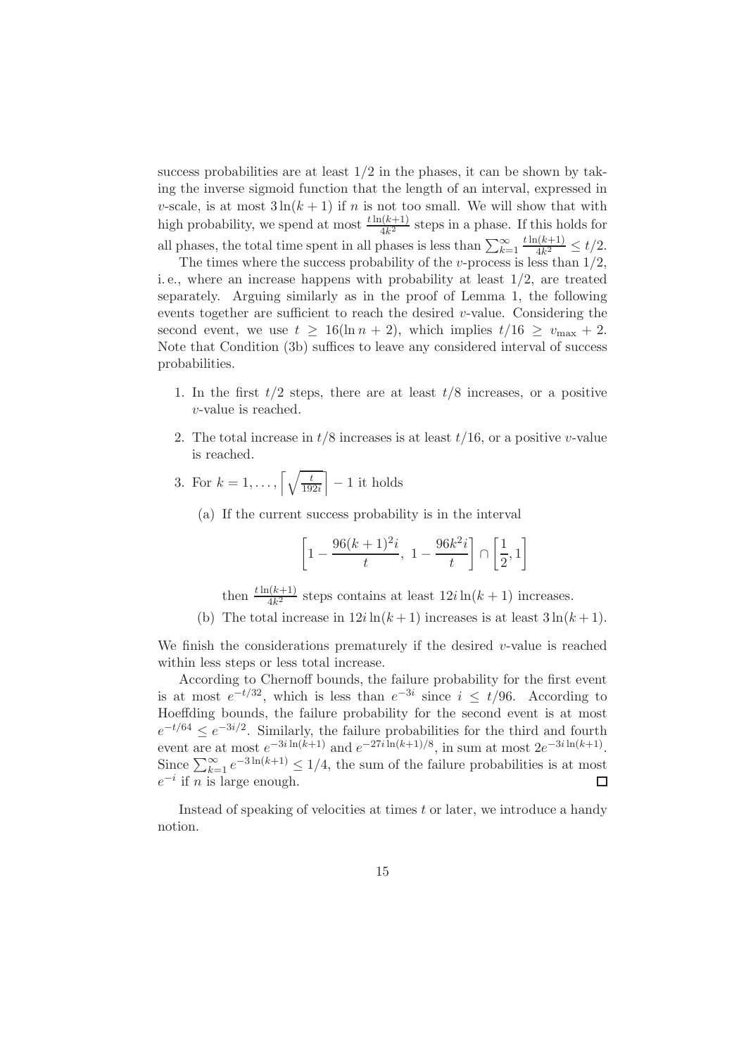success probabilities are at least $1/2$ in the phases, it can be shown by taking the inverse sigmoid function that the length of an interval, expressed in $v$-scale, is at most $3\ln(k+1)$ if $n$ is not too small. We will show that with high probability, we spend at most $\frac{t\ln(k+1)}{4k^2}$ steps in a phase. If this holds for all phases, the total time spent in all phases is less than $\sum_{k=1}^{\infty} \frac{t\ln(k+1)}{4k^2} \leq t/2$.

The times where the success probability of the $v$-process is less than $1/2$, i. e., where an increase happens with probability at least $1/2$, are treated separately. Arguing similarly as in the proof of Lemma 1, the following events together are sufficient to reach the desired $v$-value. Considering the second event, we use $t \geq 16(\ln n + 2)$, which implies $t/16 \geq v_{\max} + 2$. Note that Condition (3b) suffices to leave any considered interval of success probabilities.

1. In the first $t/2$ steps, there are at least $t/8$ increases, or a positive $v$-value is reached.
2. The total increase in $t/8$ increases is at least $t/16$, or a positive $v$-value is reached.
3. For $k = 1, \ldots, \left\lceil \sqrt{\frac{t}{192i}} \right\rceil - 1$ it holds
   (a) If the current success probability is in the interval
   $$\left[1 - \frac{96(k+1)^2 i}{t},\ 1 - \frac{96k^2 i}{t}\right] \cap \left[\frac{1}{2}, 1\right]$$
   then $\frac{t\ln(k+1)}{4k^2}$ steps contains at least $12i\ln(k+1)$ increases.
   (b) The total increase in $12i\ln(k+1)$ increases is at least $3\ln(k+1)$.

We finish the considerations prematurely if the desired $v$-value is reached within less steps or less total increase.

According to Chernoff bounds, the failure probability for the first event is at most $e^{-t/32}$, which is less than $e^{-3i}$ since $i \leq t/96$. According to Hoeffding bounds, the failure probability for the second event is at most $e^{-t/64} \leq e^{-3i/2}$. Similarly, the failure probabilities for the third and fourth event are at most $e^{-3i\ln(k+1)}$ and $e^{-27i\ln(k+1)/8}$, in sum at most $2e^{-3i\ln(k+1)}$. Since $\sum_{k=1}^{\infty} e^{-3\ln(k+1)} \leq 1/4$, the sum of the failure probabilities is at most $e^{-i}$ if $n$ is large enough. □

Instead of speaking of velocities at times $t$ or later, we introduce a handy notion.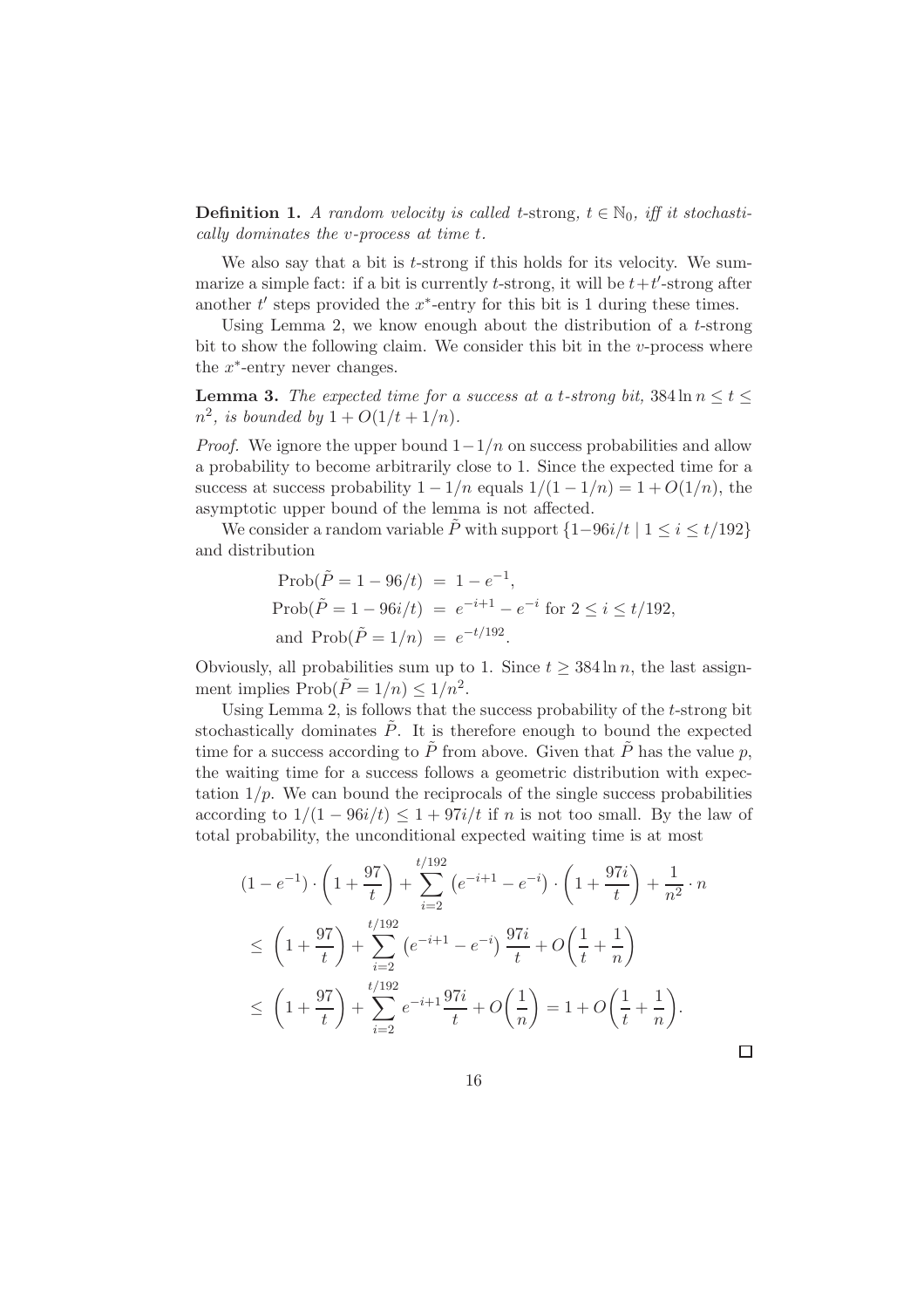**Definition 1.** *A random velocity is called* $t$*-strong,* $t \in \mathbb{N}_0$*, iff it stochastically dominates the* $v$*-process at time* $t$*.*

We also say that a bit is $t$-strong if this holds for its velocity. We summarize a simple fact: if a bit is currently $t$-strong, it will be $t+t'$-strong after another $t'$ steps provided the $x^*$-entry for this bit is 1 during these times.

Using Lemma 2, we know enough about the distribution of a $t$-strong bit to show the following claim. We consider this bit in the $v$-process where the $x^*$-entry never changes.

**Lemma 3.** *The expected time for a success at a* $t$*-strong bit,* $384 \ln n \leq t \leq n^2$*, is bounded by* $1 + O(1/t + 1/n)$*.*

*Proof.* We ignore the upper bound $1-1/n$ on success probabilities and allow a probability to become arbitrarily close to 1. Since the expected time for a success at success probability $1-1/n$ equals $1/(1-1/n) = 1 + O(1/n)$, the asymptotic upper bound of the lemma is not affected.

We consider a random variable $\tilde{P}$ with support $\{1-96i/t \mid 1 \leq i \leq t/192\}$ and distribution

$$
\begin{aligned}
\text{Prob}(\tilde{P} = 1 - 96/t) &= 1 - e^{-1}, \\
\text{Prob}(\tilde{P} = 1 - 96i/t) &= e^{-i+1} - e^{-i} \text{ for } 2 \leq i \leq t/192, \\
\text{and } \text{Prob}(\tilde{P} = 1/n) &= e^{-t/192}.
\end{aligned}
$$

Obviously, all probabilities sum up to 1. Since $t \geq 384 \ln n$, the last assignment implies $\text{Prob}(\tilde{P} = 1/n) \leq 1/n^2$.

Using Lemma 2, is follows that the success probability of the $t$-strong bit stochastically dominates $\tilde{P}$. It is therefore enough to bound the expected time for a success according to $\tilde{P}$ from above. Given that $\tilde{P}$ has the value $p$, the waiting time for a success follows a geometric distribution with expectation $1/p$. We can bound the reciprocals of the single success probabilities according to $1/(1-96i/t) \leq 1 + 97i/t$ if $n$ is not too small. By the law of total probability, the unconditional expected waiting time is at most

$$
\begin{aligned}
&(1 - e^{-1}) \cdot \left(1 + \frac{97}{t}\right) + \sum_{i=2}^{t/192} \left(e^{-i+1} - e^{-i}\right) \cdot \left(1 + \frac{97i}{t}\right) + \frac{1}{n^2} \cdot n \\
&\leq \left(1 + \frac{97}{t}\right) + \sum_{i=2}^{t/192} \left(e^{-i+1} - e^{-i}\right) \frac{97i}{t} + O\!\left(\frac{1}{t} + \frac{1}{n}\right) \\
&\leq \left(1 + \frac{97}{t}\right) + \sum_{i=2}^{t/192} e^{-i+1} \frac{97i}{t} + O\!\left(\frac{1}{n}\right) = 1 + O\!\left(\frac{1}{t} + \frac{1}{n}\right).
\end{aligned}
$$

□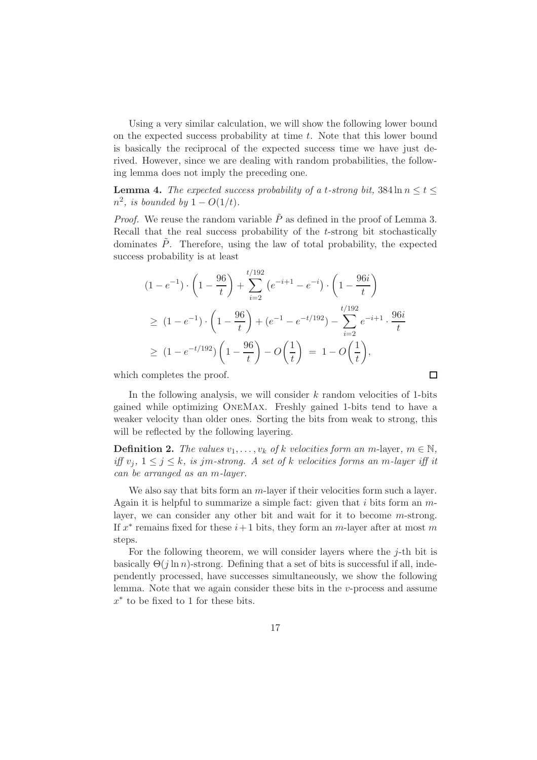Using a very similar calculation, we will show the following lower bound on the expected success probability at time $t$. Note that this lower bound is basically the reciprocal of the expected success time we have just derived. However, since we are dealing with random probabilities, the following lemma does not imply the preceding one.

**Lemma 4.** *The expected success probability of a $t$-strong bit, $384 \ln n \le t \le n^2$, is bounded by $1 - O(1/t)$.*

*Proof.* We reuse the random variable $\tilde{P}$ as defined in the proof of Lemma 3. Recall that the real success probability of the $t$-strong bit stochastically dominates $\tilde{P}$. Therefore, using the law of total probability, the expected success probability is at least

$$
\begin{aligned}
&(1 - e^{-1}) \cdot \left(1 - \frac{96}{t}\right) + \sum_{i=2}^{t/192} \left(e^{-i+1} - e^{-i}\right) \cdot \left(1 - \frac{96i}{t}\right) \\
&\geq\ (1 - e^{-1}) \cdot \left(1 - \frac{96}{t}\right) + (e^{-1} - e^{-t/192}) - \sum_{i=2}^{t/192} e^{-i+1} \cdot \frac{96i}{t} \\
&\geq\ (1 - e^{-t/192}) \left(1 - \frac{96}{t}\right) - O\!\left(\frac{1}{t}\right) \ =\ 1 - O\!\left(\frac{1}{t}\right),
\end{aligned}
$$

which completes the proof. □

In the following analysis, we will consider $k$ random velocities of 1-bits gained while optimizing OneMax. Freshly gained 1-bits tend to have a weaker velocity than older ones. Sorting the bits from weak to strong, this will be reflected by the following layering.

**Definition 2.** *The values $v_1, \ldots, v_k$ of $k$ velocities form an $m$-layer, $m \in \mathbb{N}$, iff $v_j$, $1 \le j \le k$, is $jm$-strong. A set of $k$ velocities forms an $m$-layer iff it can be arranged as an $m$-layer.*

We also say that bits form an $m$-layer if their velocities form such a layer. Again it is helpful to summarize a simple fact: given that $i$ bits form an $m$-layer, we can consider any other bit and wait for it to become $m$-strong. If $x^*$ remains fixed for these $i+1$ bits, they form an $m$-layer after at most $m$ steps.

For the following theorem, we will consider layers where the $j$-th bit is basically $\Theta(j \ln n)$-strong. Defining that a set of bits is successful if all, independently processed, have successes simultaneously, we show the following lemma. Note that we again consider these bits in the $v$-process and assume $x^*$ to be fixed to 1 for these bits.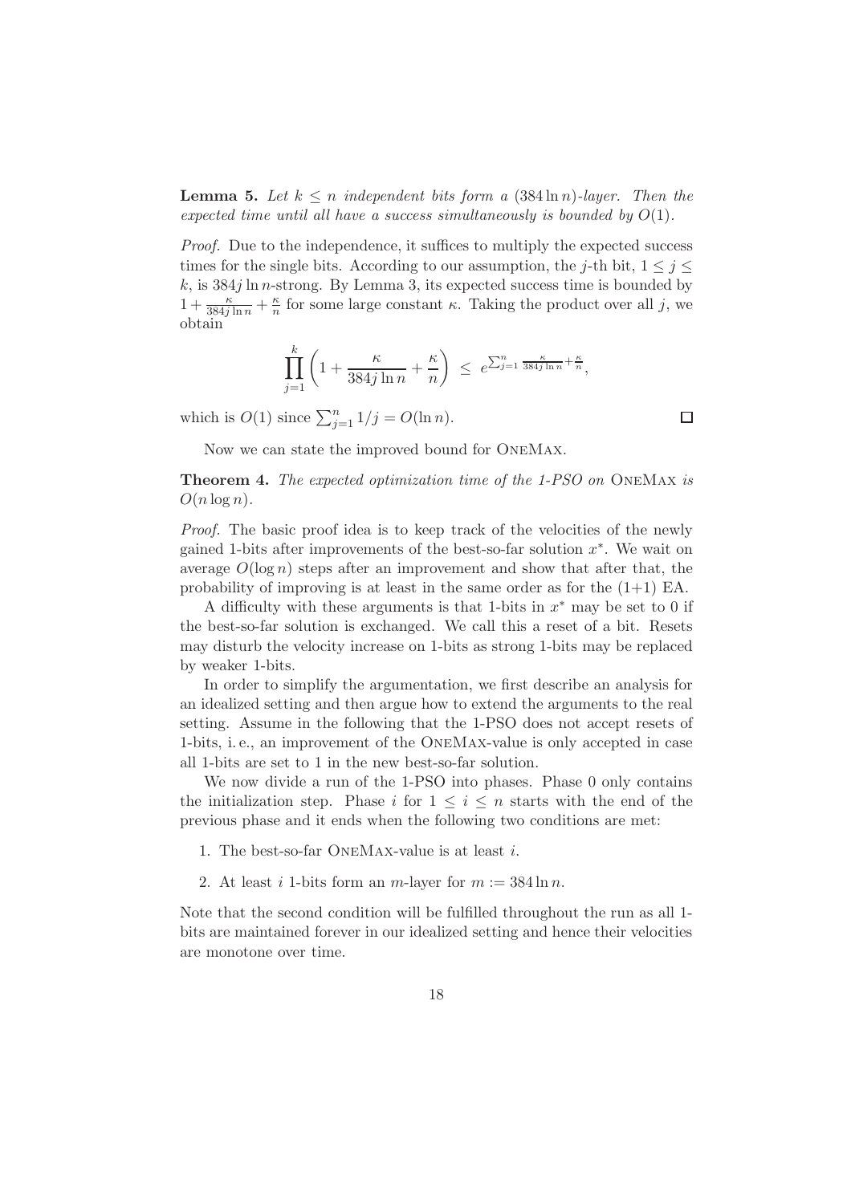**Lemma 5.** *Let $k \leq n$ independent bits form a $(384 \ln n)$-layer. Then the expected time until all have a success simultaneously is bounded by $O(1)$.*

*Proof.* Due to the independence, it suffices to multiply the expected success times for the single bits. According to our assumption, the $j$-th bit, $1 \leq j \leq k$, is $384j \ln n$-strong. By Lemma 3, its expected success time is bounded by $1 + \frac{\kappa}{384j \ln n} + \frac{\kappa}{n}$ for some large constant $\kappa$. Taking the product over all $j$, we obtain

$$\prod_{j=1}^{k} \left(1 + \frac{\kappa}{384j \ln n} + \frac{\kappa}{n}\right) \leq e^{\sum_{j=1}^{n} \frac{\kappa}{384j \ln n} + \frac{\kappa}{n}},$$

which is $O(1)$ since $\sum_{j=1}^{n} 1/j = O(\ln n)$. □

Now we can state the improved bound for OneMax.

**Theorem 4.** *The expected optimization time of the 1-PSO on* OneMax *is $O(n \log n)$.*

*Proof.* The basic proof idea is to keep track of the velocities of the newly gained 1-bits after improvements of the best-so-far solution $x^*$. We wait on average $O(\log n)$ steps after an improvement and show that after that, the probability of improving is at least in the same order as for the (1+1) EA.

A difficulty with these arguments is that 1-bits in $x^*$ may be set to 0 if the best-so-far solution is exchanged. We call this a reset of a bit. Resets may disturb the velocity increase on 1-bits as strong 1-bits may be replaced by weaker 1-bits.

In order to simplify the argumentation, we first describe an analysis for an idealized setting and then argue how to extend the arguments to the real setting. Assume in the following that the 1-PSO does not accept resets of 1-bits, i. e., an improvement of the OneMax-value is only accepted in case all 1-bits are set to 1 in the new best-so-far solution.

We now divide a run of the 1-PSO into phases. Phase 0 only contains the initialization step. Phase $i$ for $1 \leq i \leq n$ starts with the end of the previous phase and it ends when the following two conditions are met:

1. The best-so-far OneMax-value is at least $i$.
2. At least $i$ 1-bits form an $m$-layer for $m := 384 \ln n$.

Note that the second condition will be fulfilled throughout the run as all 1-bits are maintained forever in our idealized setting and hence their velocities are monotone over time.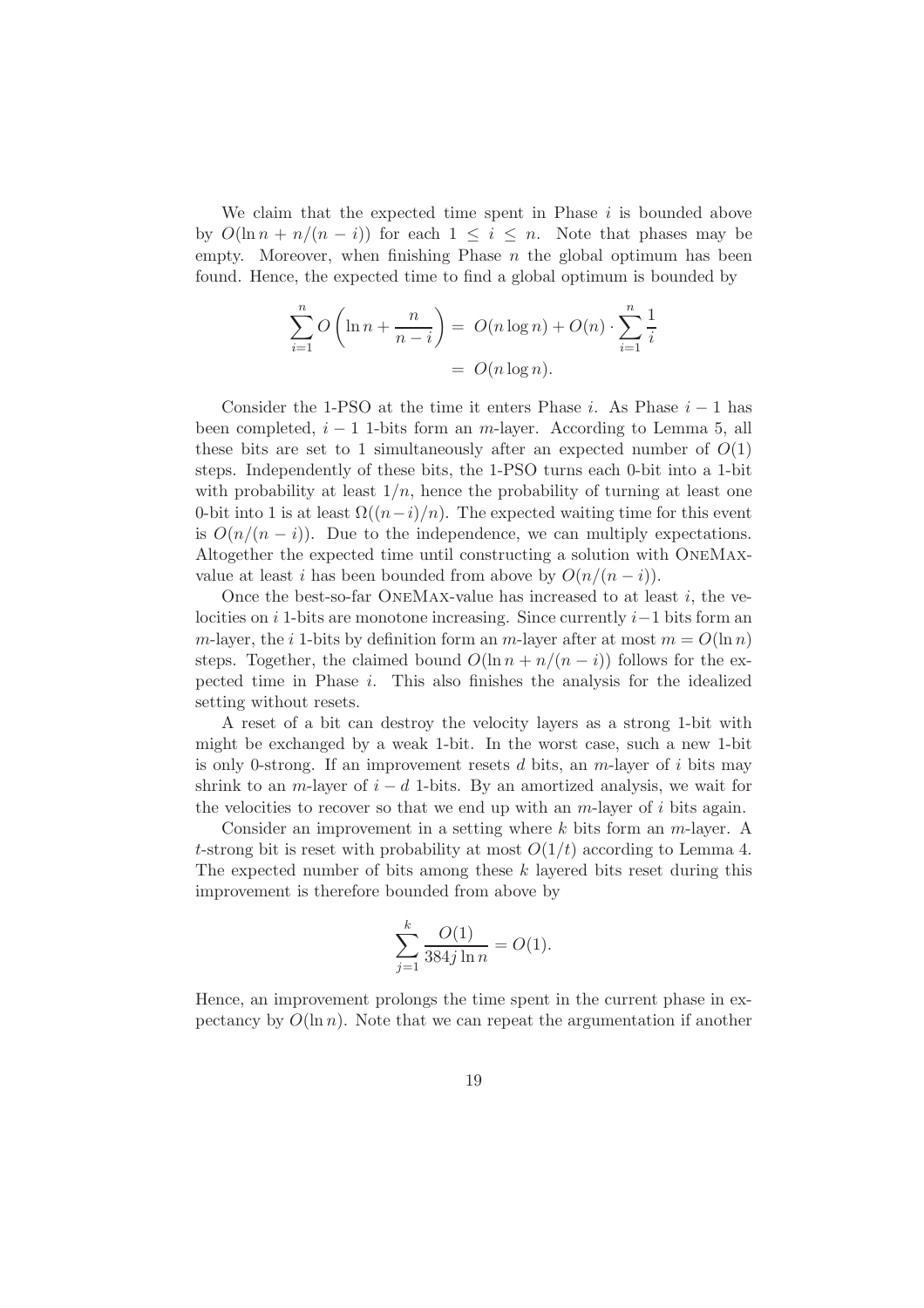We claim that the expected time spent in Phase $i$ is bounded above by $O(\ln n + n/(n-i))$ for each $1 \leq i \leq n$. Note that phases may be empty. Moreover, when finishing Phase $n$ the global optimum has been found. Hence, the expected time to find a global optimum is bounded by

$$\sum_{i=1}^{n} O\left(\ln n + \frac{n}{n-i}\right) = O(n \log n) + O(n) \cdot \sum_{i=1}^{n} \frac{1}{i} = O(n \log n).$$

Consider the 1-PSO at the time it enters Phase $i$. As Phase $i-1$ has been completed, $i-1$ 1-bits form an $m$-layer. According to Lemma 5, all these bits are set to 1 simultaneously after an expected number of $O(1)$ steps. Independently of these bits, the 1-PSO turns each 0-bit into a 1-bit with probability at least $1/n$, hence the probability of turning at least one 0-bit into 1 is at least $\Omega((n-i)/n)$. The expected waiting time for this event is $O(n/(n-i))$. Due to the independence, we can multiply expectations. Altogether the expected time until constructing a solution with OneMax-value at least $i$ has been bounded from above by $O(n/(n-i))$.

Once the best-so-far OneMax-value has increased to at least $i$, the velocities on $i$ 1-bits are monotone increasing. Since currently $i-1$ bits form an $m$-layer, the $i$ 1-bits by definition form an $m$-layer after at most $m = O(\ln n)$ steps. Together, the claimed bound $O(\ln n + n/(n-i))$ follows for the expected time in Phase $i$. This also finishes the analysis for the idealized setting without resets.

A reset of a bit can destroy the velocity layers as a strong 1-bit with might be exchanged by a weak 1-bit. In the worst case, such a new 1-bit is only 0-strong. If an improvement resets $d$ bits, an $m$-layer of $i$ bits may shrink to an $m$-layer of $i-d$ 1-bits. By an amortized analysis, we wait for the velocities to recover so that we end up with an $m$-layer of $i$ bits again.

Consider an improvement in a setting where $k$ bits form an $m$-layer. A $t$-strong bit is reset with probability at most $O(1/t)$ according to Lemma 4. The expected number of bits among these $k$ layered bits reset during this improvement is therefore bounded from above by

$$\sum_{j=1}^{k} \frac{O(1)}{384 j \ln n} = O(1).$$

Hence, an improvement prolongs the time spent in the current phase in expectancy by $O(\ln n)$. Note that we can repeat the argumentation if another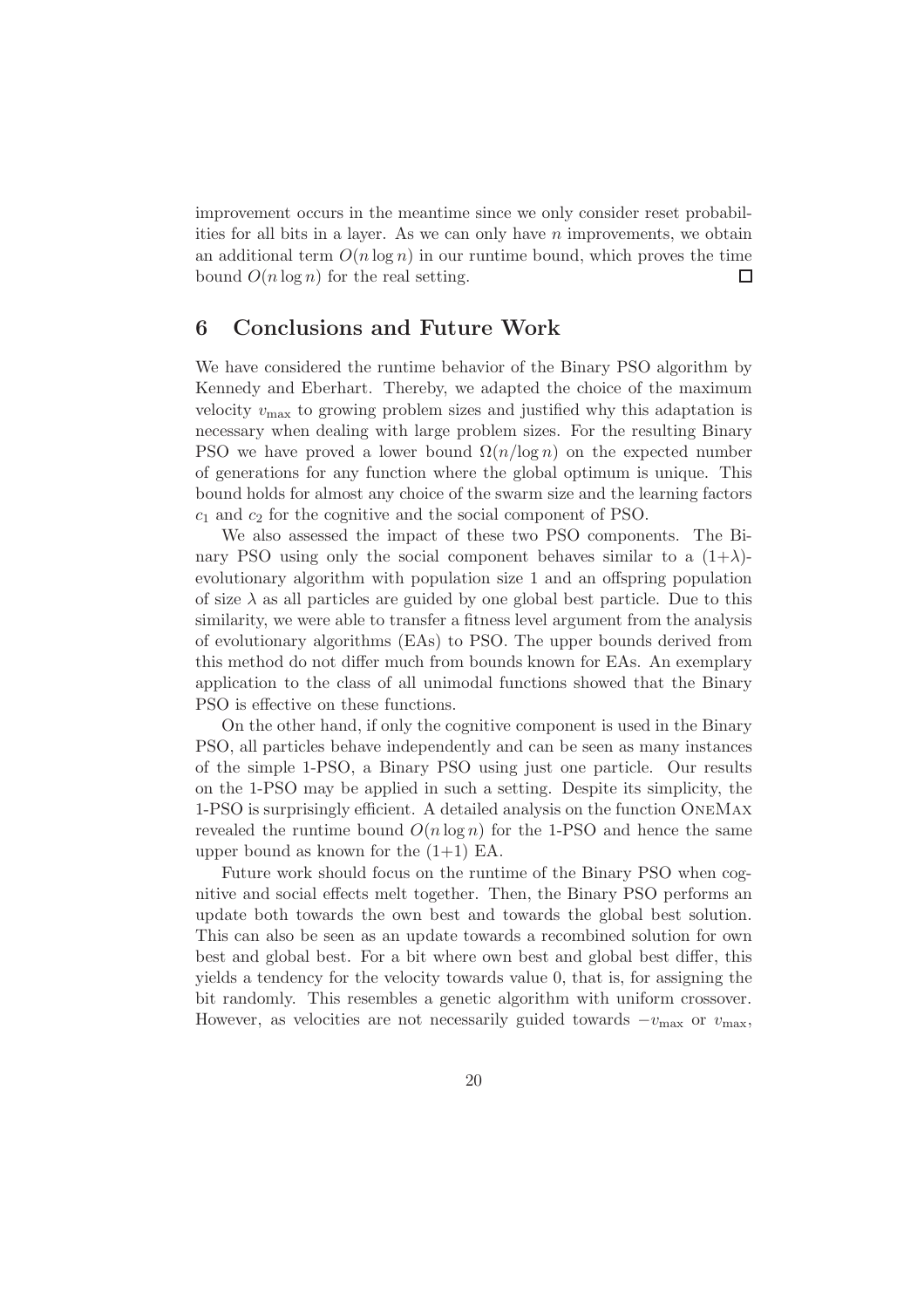improvement occurs in the meantime since we only consider reset probabilities for all bits in a layer. As we can only have $n$ improvements, we obtain an additional term $O(n \log n)$ in our runtime bound, which proves the time bound $O(n \log n)$ for the real setting. $\square$

## 6 Conclusions and Future Work

We have considered the runtime behavior of the Binary PSO algorithm by Kennedy and Eberhart. Thereby, we adapted the choice of the maximum velocity $v_{\max}$ to growing problem sizes and justified why this adaptation is necessary when dealing with large problem sizes. For the resulting Binary PSO we have proved a lower bound $\Omega(n/\log n)$ on the expected number of generations for any function where the global optimum is unique. This bound holds for almost any choice of the swarm size and the learning factors $c_1$ and $c_2$ for the cognitive and the social component of PSO.

We also assessed the impact of these two PSO components. The Binary PSO using only the social component behaves similar to a $(1+\lambda)$-evolutionary algorithm with population size 1 and an offspring population of size $\lambda$ as all particles are guided by one global best particle. Due to this similarity, we were able to transfer a fitness level argument from the analysis of evolutionary algorithms (EAs) to PSO. The upper bounds derived from this method do not differ much from bounds known for EAs. An exemplary application to the class of all unimodal functions showed that the Binary PSO is effective on these functions.

On the other hand, if only the cognitive component is used in the Binary PSO, all particles behave independently and can be seen as many instances of the simple 1-PSO, a Binary PSO using just one particle. Our results on the 1-PSO may be applied in such a setting. Despite its simplicity, the 1-PSO is surprisingly efficient. A detailed analysis on the function OneMax revealed the runtime bound $O(n \log n)$ for the 1-PSO and hence the same upper bound as known for the (1+1) EA.

Future work should focus on the runtime of the Binary PSO when cognitive and social effects melt together. Then, the Binary PSO performs an update both towards the own best and towards the global best solution. This can also be seen as an update towards a recombined solution for own best and global best. For a bit where own best and global best differ, this yields a tendency for the velocity towards value 0, that is, for assigning the bit randomly. This resembles a genetic algorithm with uniform crossover. However, as velocities are not necessarily guided towards $-v_{\max}$ or $v_{\max}$,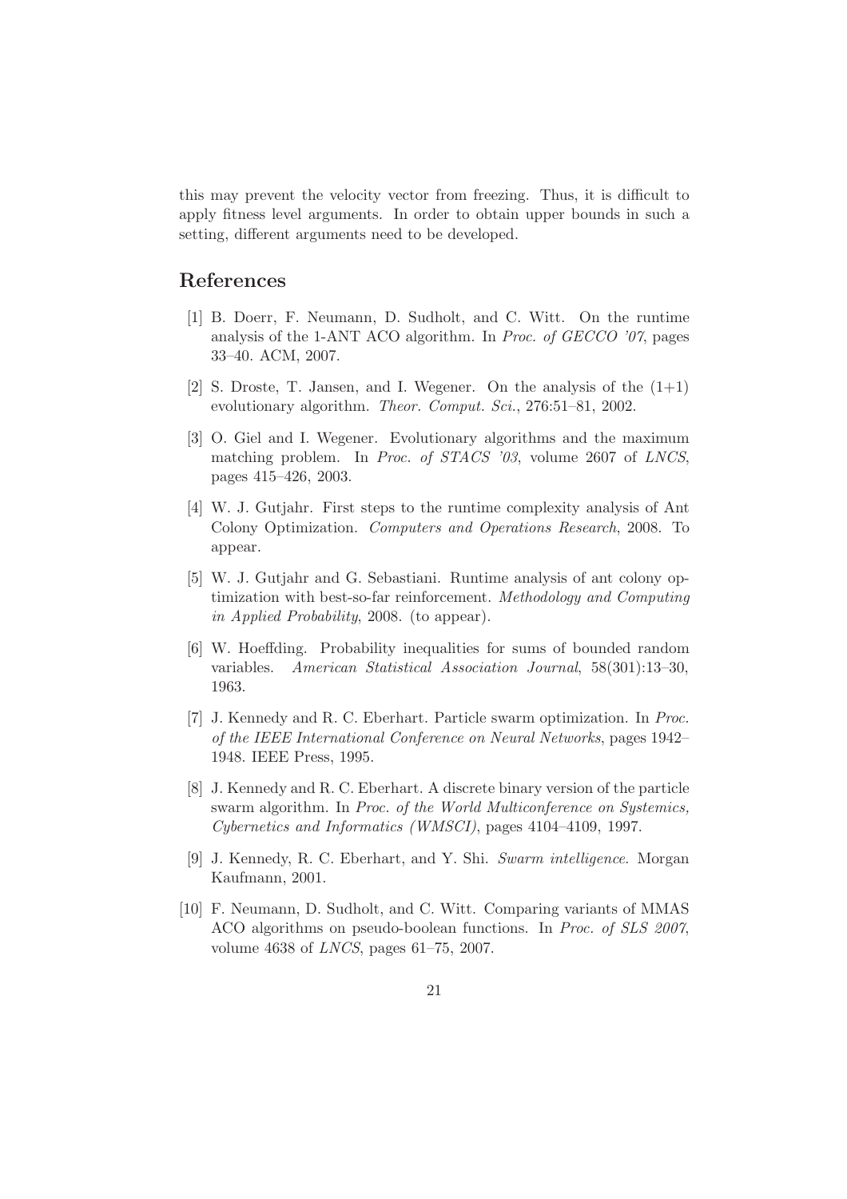this may prevent the velocity vector from freezing. Thus, it is difficult to apply fitness level arguments. In order to obtain upper bounds in such a setting, different arguments need to be developed.

## References

[1] B. Doerr, F. Neumann, D. Sudholt, and C. Witt. On the runtime analysis of the 1-ANT ACO algorithm. In *Proc. of GECCO '07*, pages 33–40. ACM, 2007.

[2] S. Droste, T. Jansen, and I. Wegener. On the analysis of the (1+1) evolutionary algorithm. *Theor. Comput. Sci.*, 276:51–81, 2002.

[3] O. Giel and I. Wegener. Evolutionary algorithms and the maximum matching problem. In *Proc. of STACS '03*, volume 2607 of *LNCS*, pages 415–426, 2003.

[4] W. J. Gutjahr. First steps to the runtime complexity analysis of Ant Colony Optimization. *Computers and Operations Research*, 2008. To appear.

[5] W. J. Gutjahr and G. Sebastiani. Runtime analysis of ant colony optimization with best-so-far reinforcement. *Methodology and Computing in Applied Probability*, 2008. (to appear).

[6] W. Hoeffding. Probability inequalities for sums of bounded random variables. *American Statistical Association Journal*, 58(301):13–30, 1963.

[7] J. Kennedy and R. C. Eberhart. Particle swarm optimization. In *Proc. of the IEEE International Conference on Neural Networks*, pages 1942–1948. IEEE Press, 1995.

[8] J. Kennedy and R. C. Eberhart. A discrete binary version of the particle swarm algorithm. In *Proc. of the World Multiconference on Systemics, Cybernetics and Informatics (WMSCI)*, pages 4104–4109, 1997.

[9] J. Kennedy, R. C. Eberhart, and Y. Shi. *Swarm intelligence*. Morgan Kaufmann, 2001.

[10] F. Neumann, D. Sudholt, and C. Witt. Comparing variants of MMAS ACO algorithms on pseudo-boolean functions. In *Proc. of SLS 2007*, volume 4638 of *LNCS*, pages 61–75, 2007.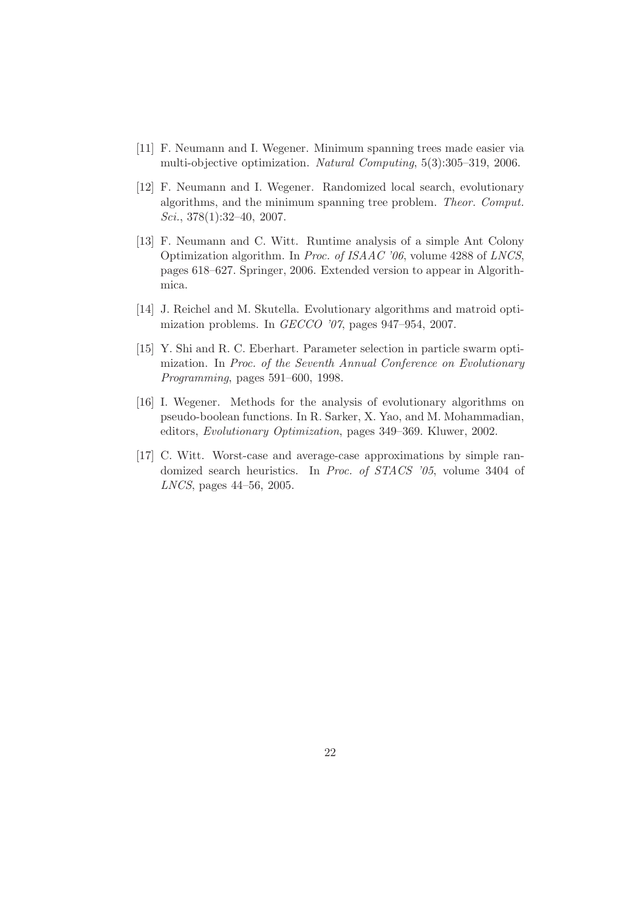[11] F. Neumann and I. Wegener. Minimum spanning trees made easier via multi-objective optimization. *Natural Computing*, 5(3):305–319, 2006.

[12] F. Neumann and I. Wegener. Randomized local search, evolutionary algorithms, and the minimum spanning tree problem. *Theor. Comput. Sci.*, 378(1):32–40, 2007.

[13] F. Neumann and C. Witt. Runtime analysis of a simple Ant Colony Optimization algorithm. In *Proc. of ISAAC '06*, volume 4288 of *LNCS*, pages 618–627. Springer, 2006. Extended version to appear in Algorithmica.

[14] J. Reichel and M. Skutella. Evolutionary algorithms and matroid optimization problems. In *GECCO '07*, pages 947–954, 2007.

[15] Y. Shi and R. C. Eberhart. Parameter selection in particle swarm optimization. In *Proc. of the Seventh Annual Conference on Evolutionary Programming*, pages 591–600, 1998.

[16] I. Wegener. Methods for the analysis of evolutionary algorithms on pseudo-boolean functions. In R. Sarker, X. Yao, and M. Mohammadian, editors, *Evolutionary Optimization*, pages 349–369. Kluwer, 2002.

[17] C. Witt. Worst-case and average-case approximations by simple randomized search heuristics. In *Proc. of STACS '05*, volume 3404 of *LNCS*, pages 44–56, 2005.